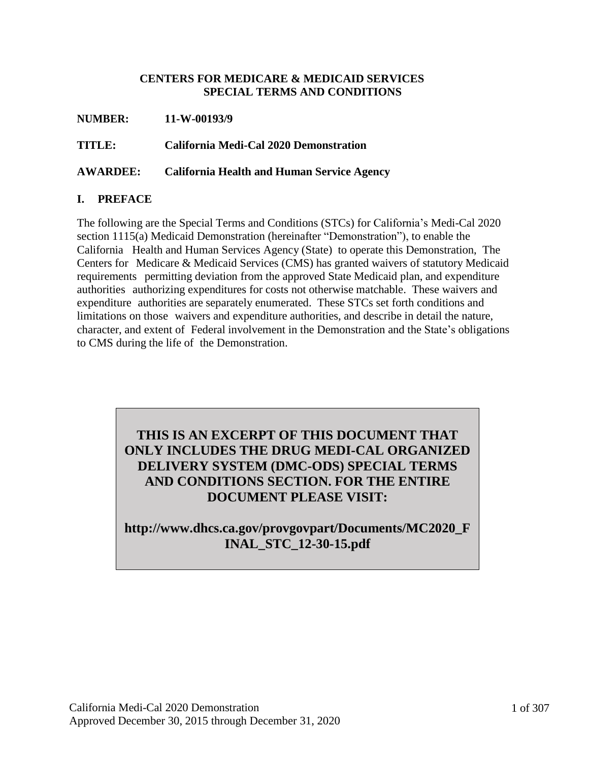**CENTERS FOR MEDICARE & MEDICAID SERVICES**
**SPECIAL TERMS AND CONDITIONS**

**NUMBER:** **11-W-00193/9**

**TITLE:** **California Medi-Cal 2020 Demonstration**

**AWARDEE:** **California Health and Human Service Agency**

## I. PREFACE

The following are the Special Terms and Conditions (STCs) for California's Medi-Cal 2020 section 1115(a) Medicaid Demonstration (hereinafter "Demonstration"), to enable the California Health and Human Services Agency (State) to operate this Demonstration, The Centers for Medicare & Medicaid Services (CMS) has granted waivers of statutory Medicaid requirements permitting deviation from the approved State Medicaid plan, and expenditure authorities authorizing expenditures for costs not otherwise matchable. These waivers and expenditure authorities are separately enumerated. These STCs set forth conditions and limitations on those waivers and expenditure authorities, and describe in detail the nature, character, and extent of Federal involvement in the Demonstration and the State's obligations to CMS during the life of the Demonstration.

**THIS IS AN EXCERPT OF THIS DOCUMENT THAT ONLY INCLUDES THE DRUG MEDI-CAL ORGANIZED DELIVERY SYSTEM (DMC-ODS) SPECIAL TERMS AND CONDITIONS SECTION. FOR THE ENTIRE DOCUMENT PLEASE VISIT:**

**http://www.dhcs.ca.gov/provgovpart/Documents/MC2020_FINAL_STC_12-30-15.pdf**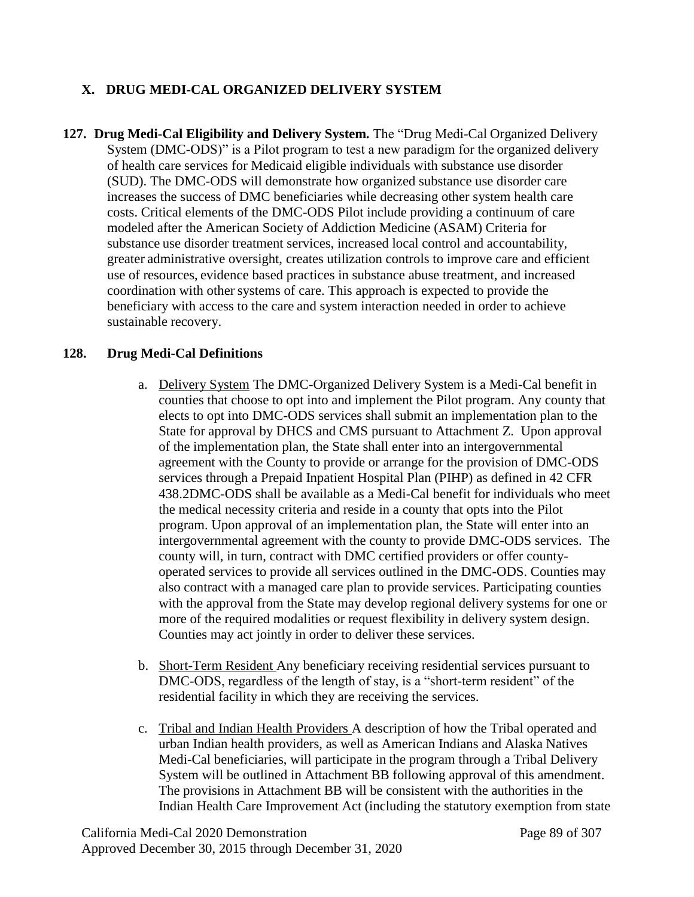## X. DRUG MEDI-CAL ORGANIZED DELIVERY SYSTEM

**127. Drug Medi-Cal Eligibility and Delivery System.** The "Drug Medi-Cal Organized Delivery System (DMC-ODS)" is a Pilot program to test a new paradigm for the organized delivery of health care services for Medicaid eligible individuals with substance use disorder (SUD). The DMC-ODS will demonstrate how organized substance use disorder care increases the success of DMC beneficiaries while decreasing other system health care costs. Critical elements of the DMC-ODS Pilot include providing a continuum of care modeled after the American Society of Addiction Medicine (ASAM) Criteria for substance use disorder treatment services, increased local control and accountability, greater administrative oversight, creates utilization controls to improve care and efficient use of resources, evidence based practices in substance abuse treatment, and increased coordination with other systems of care. This approach is expected to provide the beneficiary with access to the care and system interaction needed in order to achieve sustainable recovery.

**128. Drug Medi-Cal Definitions**

a. <u>Delivery System</u> The DMC-Organized Delivery System is a Medi-Cal benefit in counties that choose to opt into and implement the Pilot program. Any county that elects to opt into DMC-ODS services shall submit an implementation plan to the State for approval by DHCS and CMS pursuant to Attachment Z. Upon approval of the implementation plan, the State shall enter into an intergovernmental agreement with the County to provide or arrange for the provision of DMC-ODS services through a Prepaid Inpatient Hospital Plan (PIHP) as defined in 42 CFR 438.2DMC-ODS shall be available as a Medi-Cal benefit for individuals who meet the medical necessity criteria and reside in a county that opts into the Pilot program. Upon approval of an implementation plan, the State will enter into an intergovernmental agreement with the county to provide DMC-ODS services. The county will, in turn, contract with DMC certified providers or offer county-operated services to provide all services outlined in the DMC-ODS. Counties may also contract with a managed care plan to provide services. Participating counties with the approval from the State may develop regional delivery systems for one or more of the required modalities or request flexibility in delivery system design. Counties may act jointly in order to deliver these services.

b. <u>Short-Term Resident</u> Any beneficiary receiving residential services pursuant to DMC-ODS, regardless of the length of stay, is a "short-term resident" of the residential facility in which they are receiving the services.

c. <u>Tribal and Indian Health Providers</u> A description of how the Tribal operated and urban Indian health providers, as well as American Indians and Alaska Natives Medi-Cal beneficiaries, will participate in the program through a Tribal Delivery System will be outlined in Attachment BB following approval of this amendment. The provisions in Attachment BB will be consistent with the authorities in the Indian Health Care Improvement Act (including the statutory exemption from state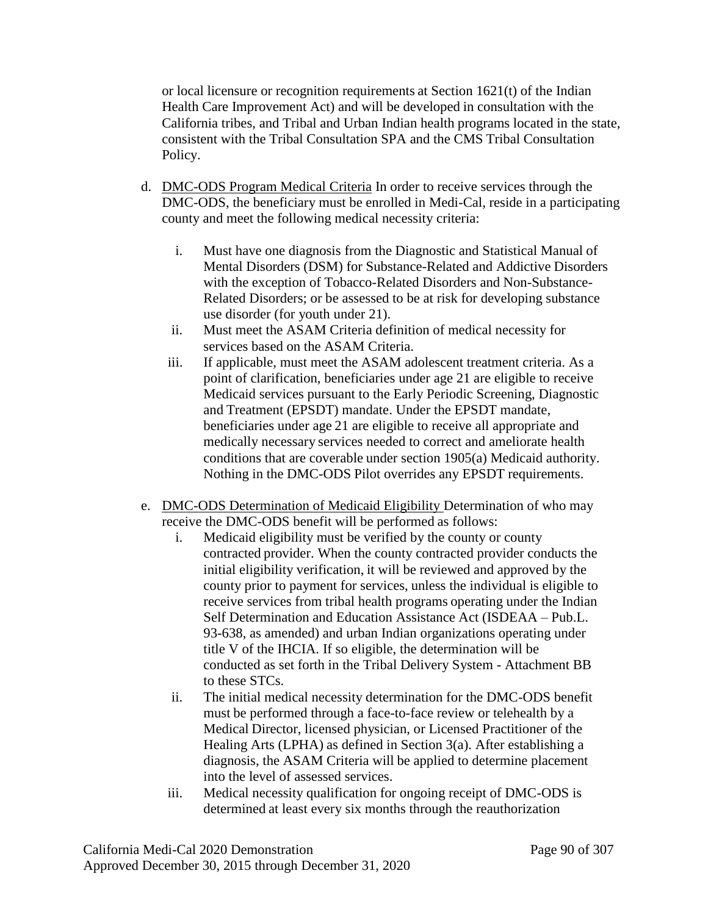or local licensure or recognition requirements at Section 1621(t) of the Indian Health Care Improvement Act) and will be developed in consultation with the California tribes, and Tribal and Urban Indian health programs located in the state, consistent with the Tribal Consultation SPA and the CMS Tribal Consultation Policy.

d. DMC-ODS Program Medical Criteria In order to receive services through the DMC-ODS, the beneficiary must be enrolled in Medi-Cal, reside in a participating county and meet the following medical necessity criteria:

   i. Must have one diagnosis from the Diagnostic and Statistical Manual of Mental Disorders (DSM) for Substance-Related and Addictive Disorders with the exception of Tobacco-Related Disorders and Non-Substance-Related Disorders; or be assessed to be at risk for developing substance use disorder (for youth under 21).
   ii. Must meet the ASAM Criteria definition of medical necessity for services based on the ASAM Criteria.
   iii. If applicable, must meet the ASAM adolescent treatment criteria. As a point of clarification, beneficiaries under age 21 are eligible to receive Medicaid services pursuant to the Early Periodic Screening, Diagnostic and Treatment (EPSDT) mandate. Under the EPSDT mandate, beneficiaries under age 21 are eligible to receive all appropriate and medically necessary services needed to correct and ameliorate health conditions that are coverable under section 1905(a) Medicaid authority. Nothing in the DMC-ODS Pilot overrides any EPSDT requirements.

e. DMC-ODS Determination of Medicaid Eligibility Determination of who may receive the DMC-ODS benefit will be performed as follows:
   i. Medicaid eligibility must be verified by the county or county contracted provider. When the county contracted provider conducts the initial eligibility verification, it will be reviewed and approved by the county prior to payment for services, unless the individual is eligible to receive services from tribal health programs operating under the Indian Self Determination and Education Assistance Act (ISDEAA – Pub.L. 93-638, as amended) and urban Indian organizations operating under title V of the IHCIA. If so eligible, the determination will be conducted as set forth in the Tribal Delivery System - Attachment BB to these STCs.
   ii. The initial medical necessity determination for the DMC-ODS benefit must be performed through a face-to-face review or telehealth by a Medical Director, licensed physician, or Licensed Practitioner of the Healing Arts (LPHA) as defined in Section 3(a). After establishing a diagnosis, the ASAM Criteria will be applied to determine placement into the level of assessed services.
   iii. Medical necessity qualification for ongoing receipt of DMC-ODS is determined at least every six months through the reauthorization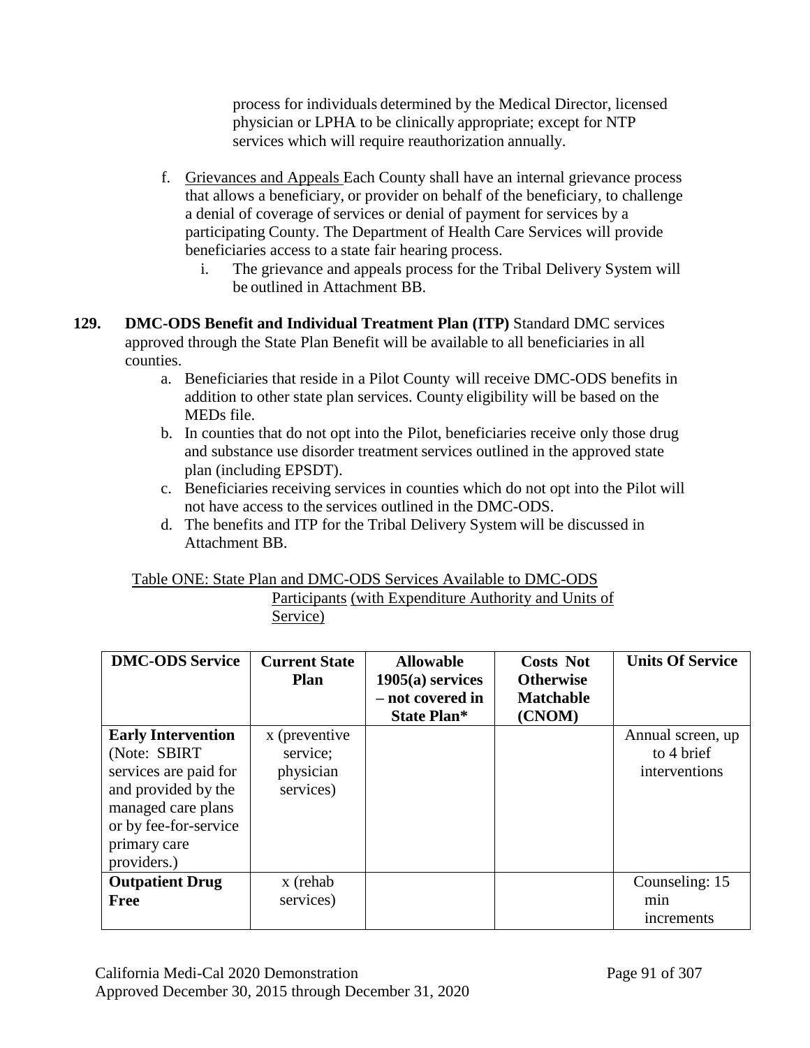process for individuals determined by the Medical Director, licensed physician or LPHA to be clinically appropriate; except for NTP services which will require reauthorization annually.

f. Grievances and Appeals Each County shall have an internal grievance process that allows a beneficiary, or provider on behalf of the beneficiary, to challenge a denial of coverage of services or denial of payment for services by a participating County. The Department of Health Care Services will provide beneficiaries access to a state fair hearing process.

   i. The grievance and appeals process for the Tribal Delivery System will be outlined in Attachment BB.

**129. DMC-ODS Benefit and Individual Treatment Plan (ITP)** Standard DMC services approved through the State Plan Benefit will be available to all beneficiaries in all counties.

a. Beneficiaries that reside in a Pilot County will receive DMC-ODS benefits in addition to other state plan services. County eligibility will be based on the MEDs file.
b. In counties that do not opt into the Pilot, beneficiaries receive only those drug and substance use disorder treatment services outlined in the approved state plan (including EPSDT).
c. Beneficiaries receiving services in counties which do not opt into the Pilot will not have access to the services outlined in the DMC-ODS.
d. The benefits and ITP for the Tribal Delivery System will be discussed in Attachment BB.

Table ONE: State Plan and DMC-ODS Services Available to DMC-ODS Participants (with Expenditure Authority and Units of Service)

| DMC-ODS Service | Current State Plan | Allowable 1905(a) services – not covered in State Plan* | Costs Not Otherwise Matchable (CNOM) | Units Of Service |
|---|---|---|---|---|
| **Early Intervention** (Note: SBIRT services are paid for and provided by the managed care plans or by fee-for-service primary care providers.) | x (preventive service; physician services) | | | Annual screen, up to 4 brief interventions |
| **Outpatient Drug Free** | x (rehab services) | | | Counseling: 15 min increments |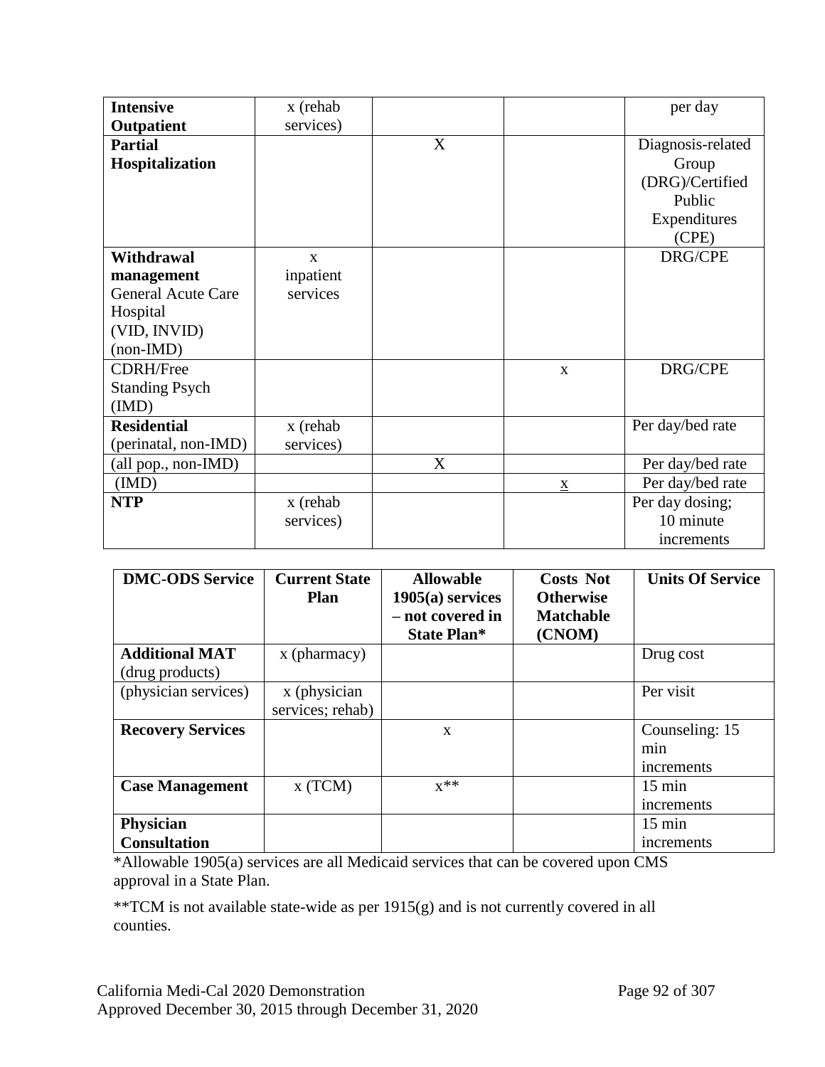| | | | | |
|---|---|---|---|---|
| **Intensive Outpatient** | x (rehab services) | | | per day |
| **Partial Hospitalization** | | X | | Diagnosis-related Group (DRG)/Certified Public Expenditures (CPE) |
| **Withdrawal management** General Acute Care Hospital (VID, INVID) (non-IMD) | x inpatient services | | | DRG/CPE |
| CDRH/Free Standing Psych (IMD) | | | x | DRG/CPE |
| **Residential** (perinatal, non-IMD) | x (rehab services) | | | Per day/bed rate |
| (all pop., non-IMD) | | X | | Per day/bed rate |
| (IMD) | | | x | Per day/bed rate |
| **NTP** | x (rehab services) | | | Per day dosing; 10 minute increments |

| DMC-ODS Service | Current State Plan | Allowable 1905(a) services – not covered in State Plan* | Costs Not Otherwise Matchable (CNOM) | Units Of Service |
|---|---|---|---|---|
| **Additional MAT** (drug products) | x (pharmacy) | | | Drug cost |
| (physician services) | x (physician services; rehab) | | | Per visit |
| **Recovery Services** | | x | | Counseling: 15 min increments |
| **Case Management** | x (TCM) | x** | | 15 min increments |
| **Physician Consultation** | | | | 15 min increments |

*Allowable 1905(a) services are all Medicaid services that can be covered upon CMS approval in a State Plan.

**TCM is not available state-wide as per 1915(g) and is not currently covered in all counties.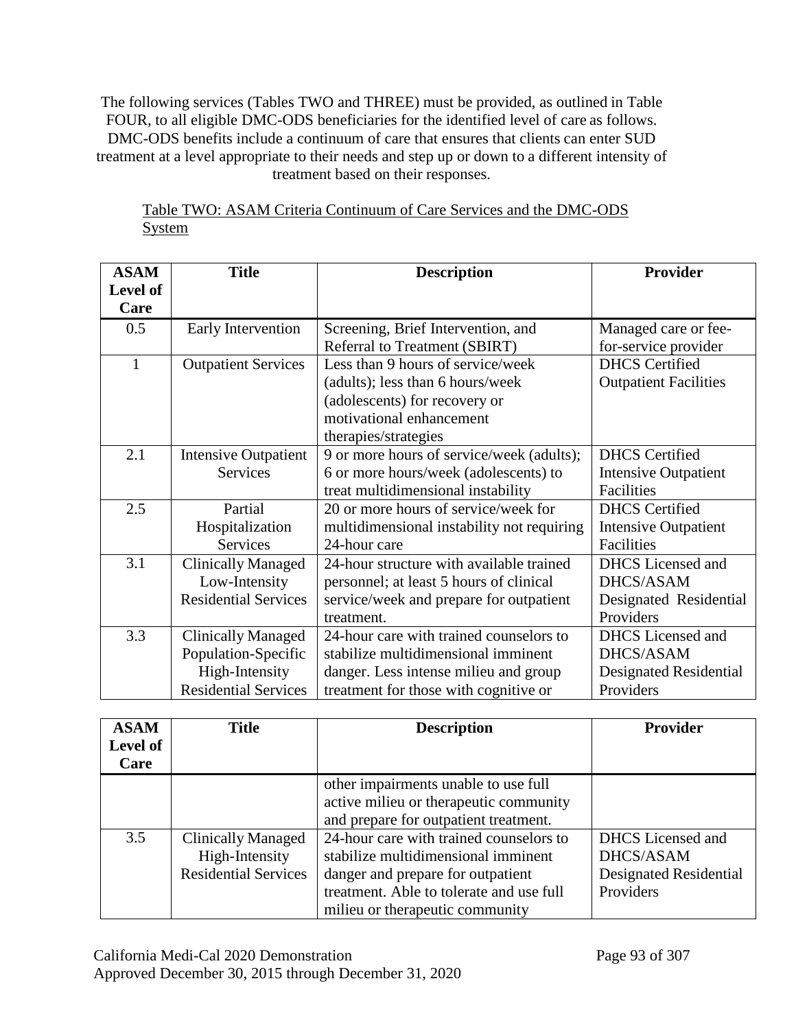The following services (Tables TWO and THREE) must be provided, as outlined in Table FOUR, to all eligible DMC-ODS beneficiaries for the identified level of care as follows. DMC-ODS benefits include a continuum of care that ensures that clients can enter SUD treatment at a level appropriate to their needs and step up or down to a different intensity of treatment based on their responses.

Table TWO: ASAM Criteria Continuum of Care Services and the DMC-ODS System

| ASAM Level of Care | Title | Description | Provider |
|---|---|---|---|
| 0.5 | Early Intervention | Screening, Brief Intervention, and Referral to Treatment (SBIRT) | Managed care or fee-for-service provider |
| 1 | Outpatient Services | Less than 9 hours of service/week (adults); less than 6 hours/week (adolescents) for recovery or motivational enhancement therapies/strategies | DHCS Certified Outpatient Facilities |
| 2.1 | Intensive Outpatient Services | 9 or more hours of service/week (adults); 6 or more hours/week (adolescents) to treat multidimensional instability | DHCS Certified Intensive Outpatient Facilities |
| 2.5 | Partial Hospitalization Services | 20 or more hours of service/week for multidimensional instability not requiring 24-hour care | DHCS Certified Intensive Outpatient Facilities |
| 3.1 | Clinically Managed Low-Intensity Residential Services | 24-hour structure with available trained personnel; at least 5 hours of clinical service/week and prepare for outpatient treatment. | DHCS Licensed and DHCS/ASAM Designated Residential Providers |
| 3.3 | Clinically Managed Population-Specific High-Intensity Residential Services | 24-hour care with trained counselors to stabilize multidimensional imminent danger. Less intense milieu and group treatment for those with cognitive or other impairments unable to use full active milieu or therapeutic community and prepare for outpatient treatment. | DHCS Licensed and DHCS/ASAM Designated Residential Providers |
| 3.5 | Clinically Managed High-Intensity Residential Services | 24-hour care with trained counselors to stabilize multidimensional imminent danger and prepare for outpatient treatment. Able to tolerate and use full milieu or therapeutic community | DHCS Licensed and DHCS/ASAM Designated Residential Providers |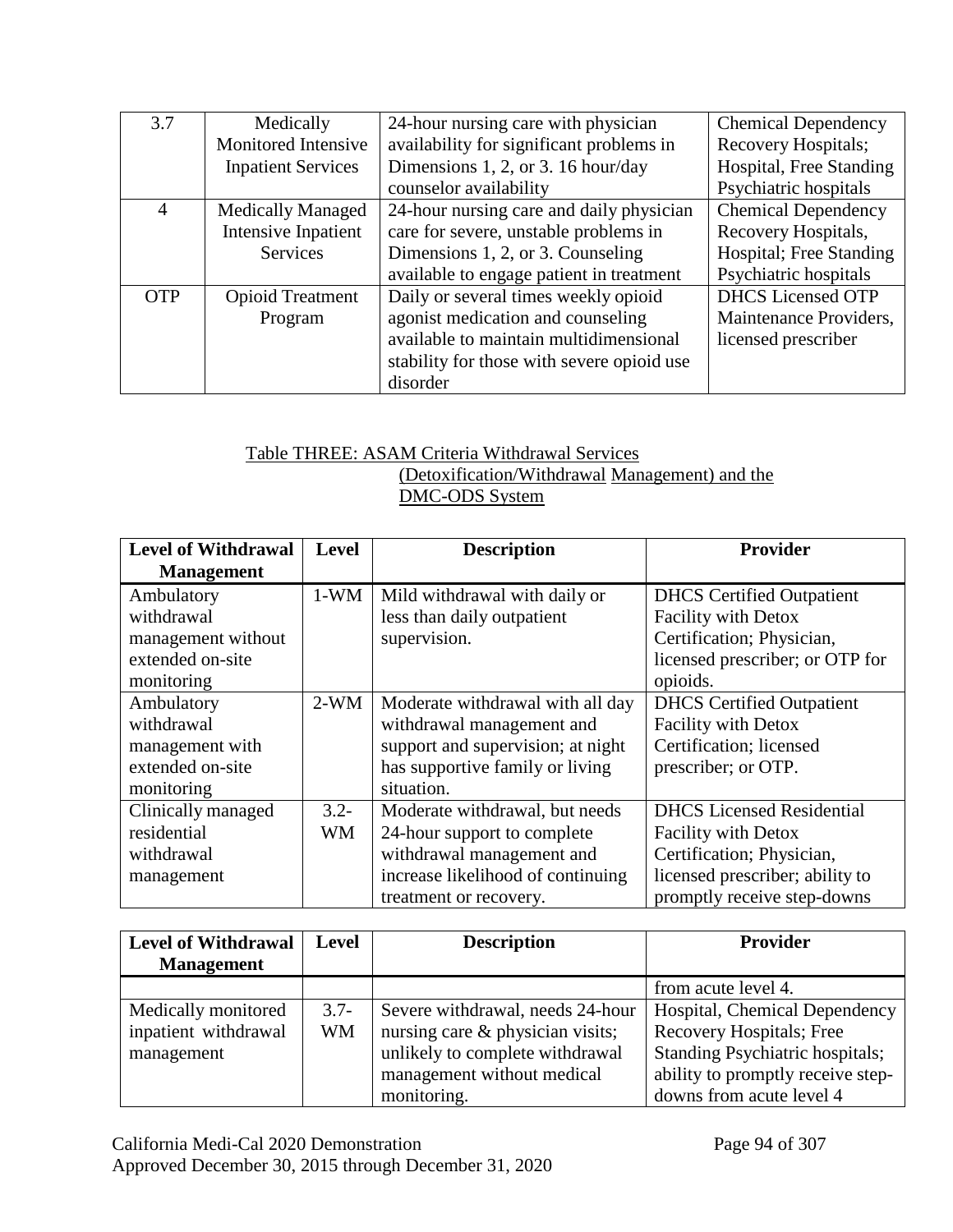| 3.7 | Medically Monitored Intensive Inpatient Services | 24-hour nursing care with physician availability for significant problems in Dimensions 1, 2, or 3. 16 hour/day counselor availability | Chemical Dependency Recovery Hospitals; Hospital, Free Standing Psychiatric hospitals |
|---|---|---|---|
| 4 | Medically Managed Intensive Inpatient Services | 24-hour nursing care and daily physician care for severe, unstable problems in Dimensions 1, 2, or 3. Counseling available to engage patient in treatment | Chemical Dependency Recovery Hospitals, Hospital; Free Standing Psychiatric hospitals |
| OTP | Opioid Treatment Program | Daily or several times weekly opioid agonist medication and counseling available to maintain multidimensional stability for those with severe opioid use disorder | DHCS Licensed OTP Maintenance Providers, licensed prescriber |

Table THREE: ASAM Criteria Withdrawal Services (Detoxification/Withdrawal Management) and the DMC-ODS System

| Level of Withdrawal Management | Level | Description | Provider |
|---|---|---|---|
| Ambulatory withdrawal management without extended on-site monitoring | 1-WM | Mild withdrawal with daily or less than daily outpatient supervision. | DHCS Certified Outpatient Facility with Detox Certification; Physician, licensed prescriber; or OTP for opioids. |
| Ambulatory withdrawal management with extended on-site monitoring | 2-WM | Moderate withdrawal with all day withdrawal management and support and supervision; at night has supportive family or living situation. | DHCS Certified Outpatient Facility with Detox Certification; licensed prescriber; or OTP. |
| Clinically managed residential withdrawal management | 3.2-WM | Moderate withdrawal, but needs 24-hour support to complete withdrawal management and increase likelihood of continuing treatment or recovery. | DHCS Licensed Residential Facility with Detox Certification; Physician, licensed prescriber; ability to promptly receive step-downs from acute level 4. |
| Medically monitored inpatient withdrawal management | 3.7-WM | Severe withdrawal, needs 24-hour nursing care & physician visits; unlikely to complete withdrawal management without medical monitoring. | Hospital, Chemical Dependency Recovery Hospitals; Free Standing Psychiatric hospitals; ability to promptly receive step-downs from acute level 4 |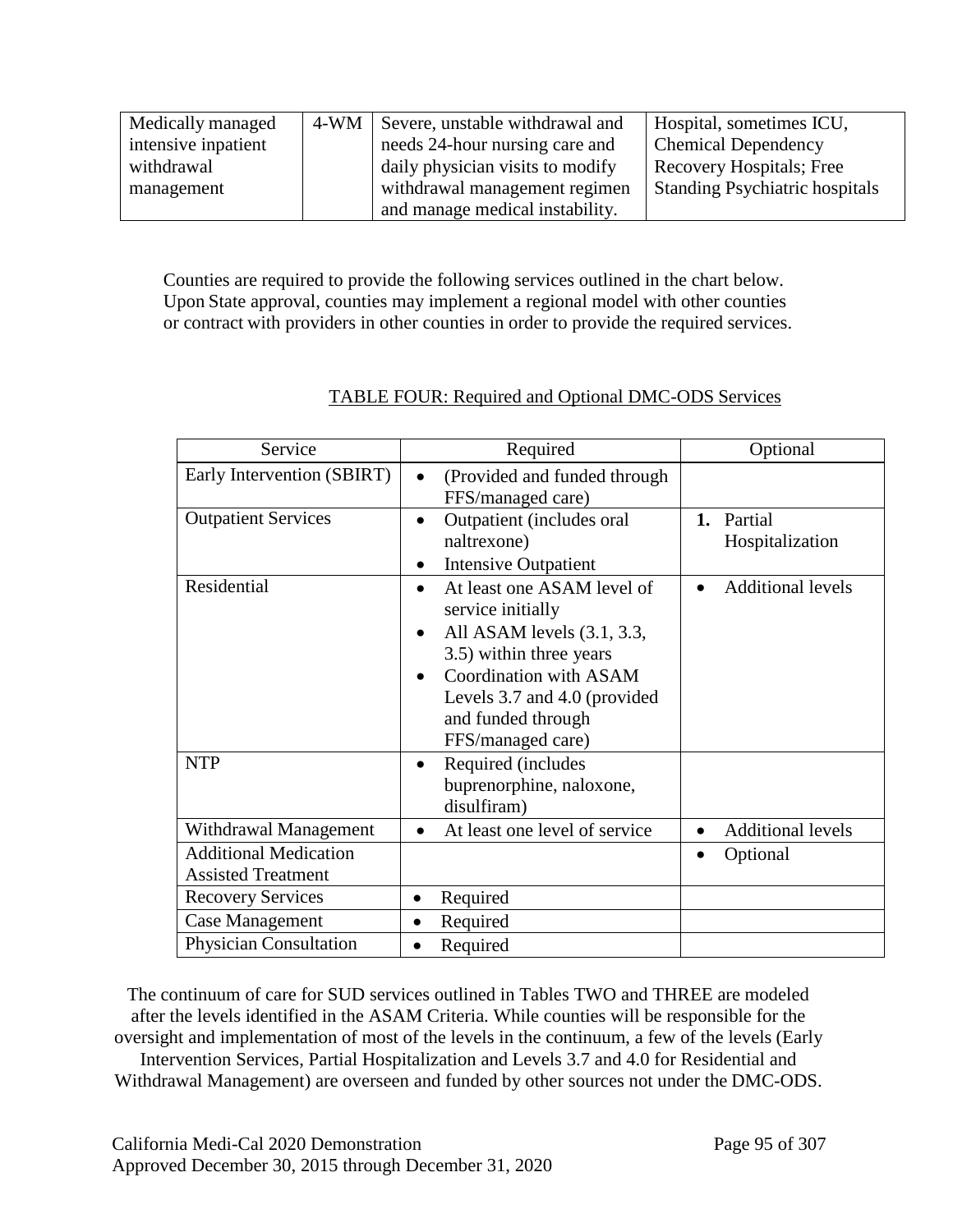| Medically managed intensive inpatient withdrawal management | 4-WM | Severe, unstable withdrawal and needs 24-hour nursing care and daily physician visits to modify withdrawal management regimen and manage medical instability. | Hospital, sometimes ICU, Chemical Dependency Recovery Hospitals; Free Standing Psychiatric hospitals |
|---|---|---|---|

Counties are required to provide the following services outlined in the chart below. Upon State approval, counties may implement a regional model with other counties or contract with providers in other counties in order to provide the required services.

TABLE FOUR: Required and Optional DMC-ODS Services

| Service | Required | Optional |
|---|---|---|
| Early Intervention (SBIRT) | • (Provided and funded through FFS/managed care) | |
| Outpatient Services | • Outpatient (includes oral naltrexone)<br>• Intensive Outpatient | 1. Partial Hospitalization |
| Residential | • At least one ASAM level of service initially<br>• All ASAM levels (3.1, 3.3, 3.5) within three years<br>• Coordination with ASAM Levels 3.7 and 4.0 (provided and funded through FFS/managed care) | • Additional levels |
| NTP | • Required (includes buprenorphine, naloxone, disulfiram) | |
| Withdrawal Management | • At least one level of service | • Additional levels |
| Additional Medication Assisted Treatment | | • Optional |
| Recovery Services | • Required | |
| Case Management | • Required | |
| Physician Consultation | • Required | |

The continuum of care for SUD services outlined in Tables TWO and THREE are modeled after the levels identified in the ASAM Criteria. While counties will be responsible for the oversight and implementation of most of the levels in the continuum, a few of the levels (Early Intervention Services, Partial Hospitalization and Levels 3.7 and 4.0 for Residential and Withdrawal Management) are overseen and funded by other sources not under the DMC-ODS.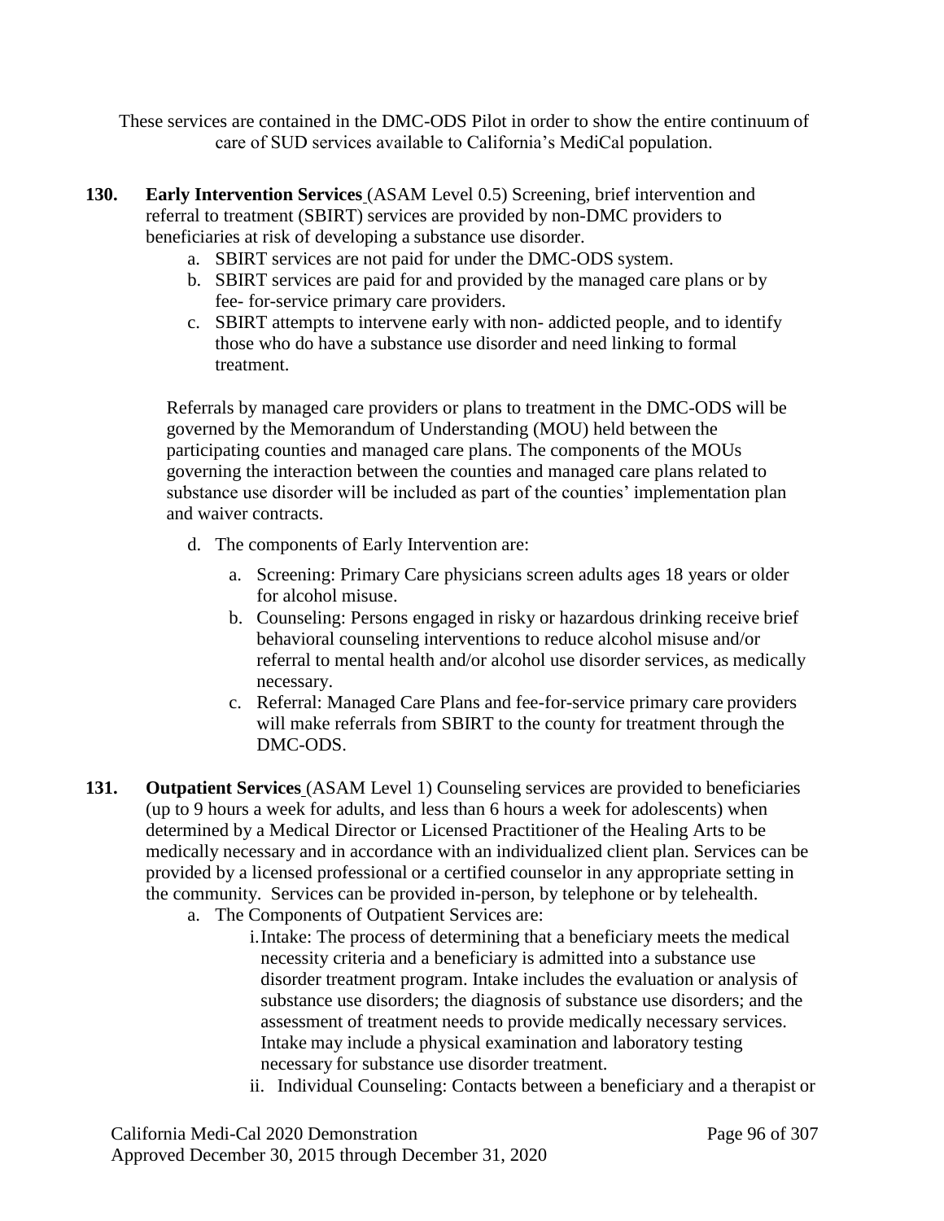These services are contained in the DMC-ODS Pilot in order to show the entire continuum of care of SUD services available to California's MediCal population.

**130. Early Intervention Services** (ASAM Level 0.5) Screening, brief intervention and referral to treatment (SBIRT) services are provided by non-DMC providers to beneficiaries at risk of developing a substance use disorder.

a. SBIRT services are not paid for under the DMC-ODS system.
b. SBIRT services are paid for and provided by the managed care plans or by fee- for-service primary care providers.
c. SBIRT attempts to intervene early with non- addicted people, and to identify those who do have a substance use disorder and need linking to formal treatment.

Referrals by managed care providers or plans to treatment in the DMC-ODS will be governed by the Memorandum of Understanding (MOU) held between the participating counties and managed care plans. The components of the MOUs governing the interaction between the counties and managed care plans related to substance use disorder will be included as part of the counties' implementation plan and waiver contracts.

d. The components of Early Intervention are:
   a. Screening: Primary Care physicians screen adults ages 18 years or older for alcohol misuse.
   b. Counseling: Persons engaged in risky or hazardous drinking receive brief behavioral counseling interventions to reduce alcohol misuse and/or referral to mental health and/or alcohol use disorder services, as medically necessary.
   c. Referral: Managed Care Plans and fee-for-service primary care providers will make referrals from SBIRT to the county for treatment through the DMC-ODS.

**131. Outpatient Services** (ASAM Level 1) Counseling services are provided to beneficiaries (up to 9 hours a week for adults, and less than 6 hours a week for adolescents) when determined by a Medical Director or Licensed Practitioner of the Healing Arts to be medically necessary and in accordance with an individualized client plan. Services can be provided by a licensed professional or a certified counselor in any appropriate setting in the community. Services can be provided in-person, by telephone or by telehealth.

a. The Components of Outpatient Services are:
   i. Intake: The process of determining that a beneficiary meets the medical necessity criteria and a beneficiary is admitted into a substance use disorder treatment program. Intake includes the evaluation or analysis of substance use disorders; the diagnosis of substance use disorders; and the assessment of treatment needs to provide medically necessary services. Intake may include a physical examination and laboratory testing necessary for substance use disorder treatment.
   ii. Individual Counseling: Contacts between a beneficiary and a therapist or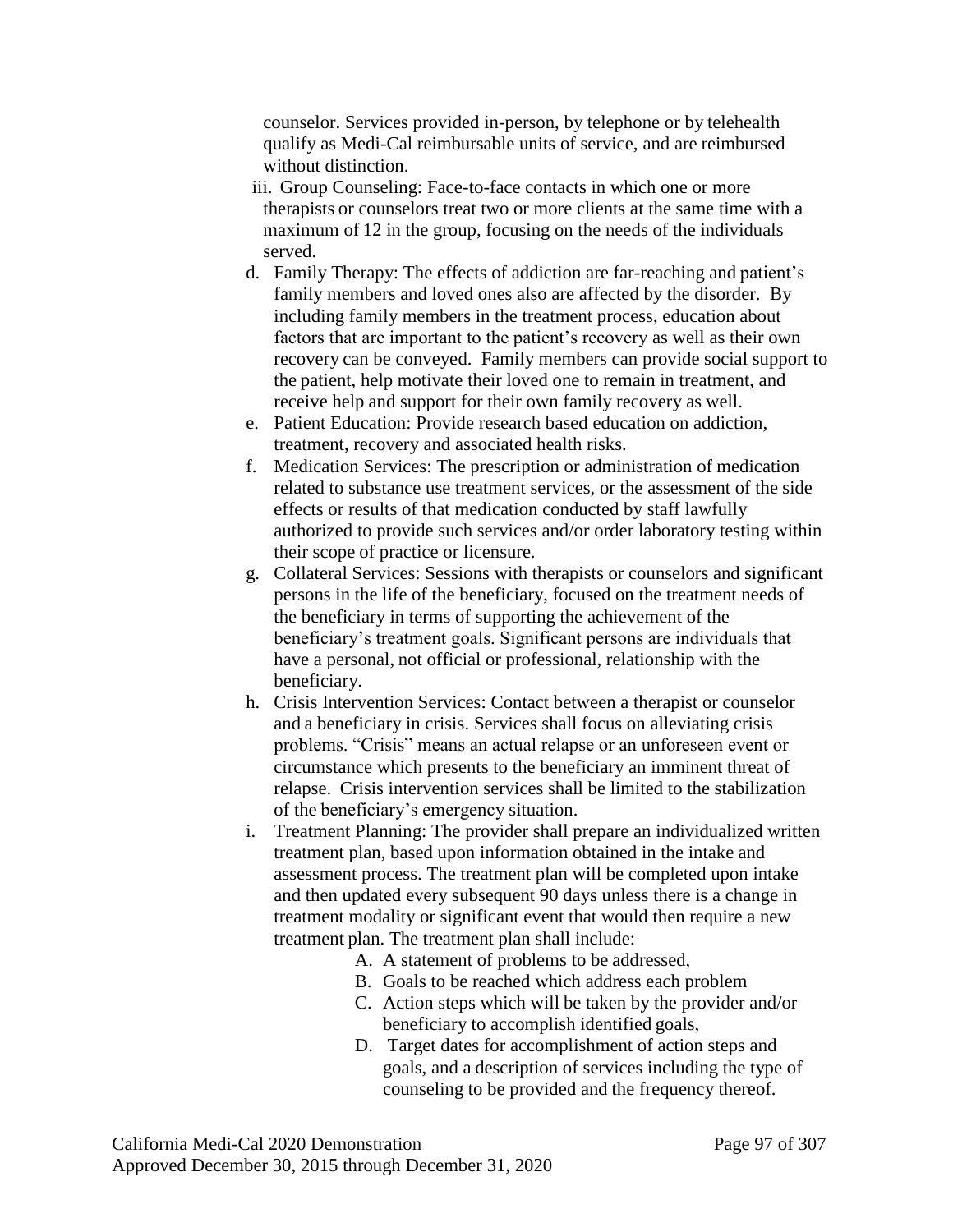counselor. Services provided in-person, by telephone or by telehealth qualify as Medi-Cal reimbursable units of service, and are reimbursed without distinction.

iii. Group Counseling: Face-to-face contacts in which one or more therapists or counselors treat two or more clients at the same time with a maximum of 12 in the group, focusing on the needs of the individuals served.

d. Family Therapy: The effects of addiction are far-reaching and patient's family members and loved ones also are affected by the disorder. By including family members in the treatment process, education about factors that are important to the patient's recovery as well as their own recovery can be conveyed. Family members can provide social support to the patient, help motivate their loved one to remain in treatment, and receive help and support for their own family recovery as well.

e. Patient Education: Provide research based education on addiction, treatment, recovery and associated health risks.

f. Medication Services: The prescription or administration of medication related to substance use treatment services, or the assessment of the side effects or results of that medication conducted by staff lawfully authorized to provide such services and/or order laboratory testing within their scope of practice or licensure.

g. Collateral Services: Sessions with therapists or counselors and significant persons in the life of the beneficiary, focused on the treatment needs of the beneficiary in terms of supporting the achievement of the beneficiary's treatment goals. Significant persons are individuals that have a personal, not official or professional, relationship with the beneficiary.

h. Crisis Intervention Services: Contact between a therapist or counselor and a beneficiary in crisis. Services shall focus on alleviating crisis problems. "Crisis" means an actual relapse or an unforeseen event or circumstance which presents to the beneficiary an imminent threat of relapse. Crisis intervention services shall be limited to the stabilization of the beneficiary's emergency situation.

i. Treatment Planning: The provider shall prepare an individualized written treatment plan, based upon information obtained in the intake and assessment process. The treatment plan will be completed upon intake and then updated every subsequent 90 days unless there is a change in treatment modality or significant event that would then require a new treatment plan. The treatment plan shall include:

   A. A statement of problems to be addressed,
   B. Goals to be reached which address each problem
   C. Action steps which will be taken by the provider and/or beneficiary to accomplish identified goals,
   D. Target dates for accomplishment of action steps and goals, and a description of services including the type of counseling to be provided and the frequency thereof.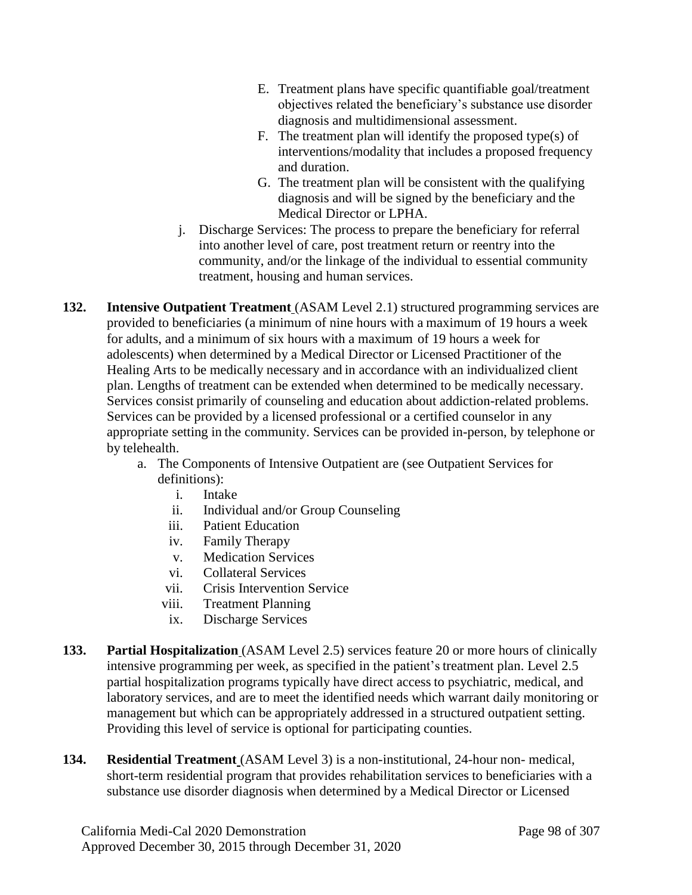E. Treatment plans have specific quantifiable goal/treatment objectives related the beneficiary's substance use disorder diagnosis and multidimensional assessment.
F. The treatment plan will identify the proposed type(s) of interventions/modality that includes a proposed frequency and duration.
G. The treatment plan will be consistent with the qualifying diagnosis and will be signed by the beneficiary and the Medical Director or LPHA.

j. Discharge Services: The process to prepare the beneficiary for referral into another level of care, post treatment return or reentry into the community, and/or the linkage of the individual to essential community treatment, housing and human services.

**132. Intensive Outpatient Treatment** (ASAM Level 2.1) structured programming services are provided to beneficiaries (a minimum of nine hours with a maximum of 19 hours a week for adults, and a minimum of six hours with a maximum of 19 hours a week for adolescents) when determined by a Medical Director or Licensed Practitioner of the Healing Arts to be medically necessary and in accordance with an individualized client plan. Lengths of treatment can be extended when determined to be medically necessary. Services consist primarily of counseling and education about addiction-related problems. Services can be provided by a licensed professional or a certified counselor in any appropriate setting in the community. Services can be provided in-person, by telephone or by telehealth.

a. The Components of Intensive Outpatient are (see Outpatient Services for definitions):
   i. Intake
   ii. Individual and/or Group Counseling
   iii. Patient Education
   iv. Family Therapy
   v. Medication Services
   vi. Collateral Services
   vii. Crisis Intervention Service
   viii. Treatment Planning
   ix. Discharge Services

**133. Partial Hospitalization** (ASAM Level 2.5) services feature 20 or more hours of clinically intensive programming per week, as specified in the patient's treatment plan. Level 2.5 partial hospitalization programs typically have direct access to psychiatric, medical, and laboratory services, and are to meet the identified needs which warrant daily monitoring or management but which can be appropriately addressed in a structured outpatient setting. Providing this level of service is optional for participating counties.

**134. Residential Treatment** (ASAM Level 3) is a non-institutional, 24-hour non- medical, short-term residential program that provides rehabilitation services to beneficiaries with a substance use disorder diagnosis when determined by a Medical Director or Licensed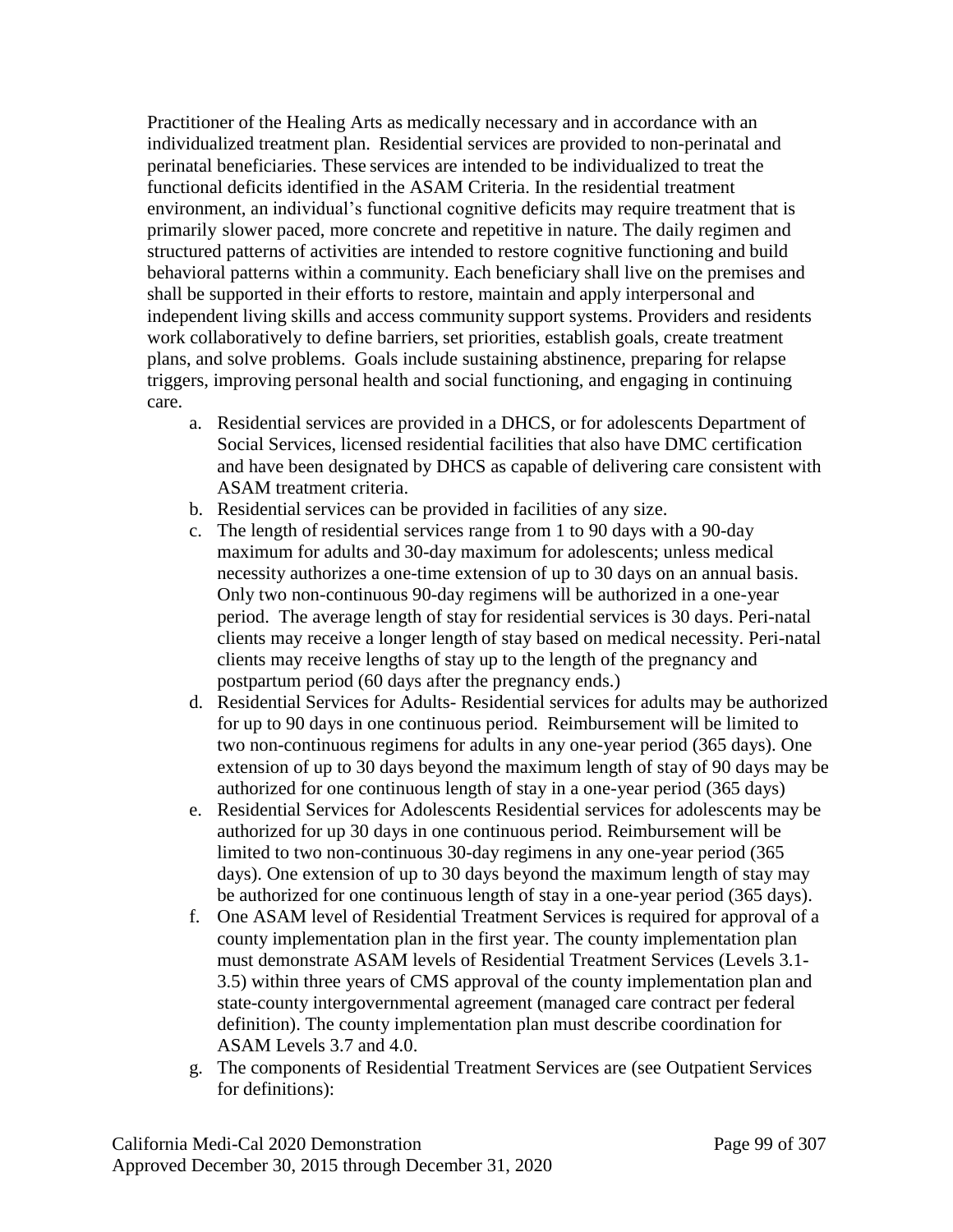Practitioner of the Healing Arts as medically necessary and in accordance with an individualized treatment plan. Residential services are provided to non-perinatal and perinatal beneficiaries. These services are intended to be individualized to treat the functional deficits identified in the ASAM Criteria. In the residential treatment environment, an individual's functional cognitive deficits may require treatment that is primarily slower paced, more concrete and repetitive in nature. The daily regimen and structured patterns of activities are intended to restore cognitive functioning and build behavioral patterns within a community. Each beneficiary shall live on the premises and shall be supported in their efforts to restore, maintain and apply interpersonal and independent living skills and access community support systems. Providers and residents work collaboratively to define barriers, set priorities, establish goals, create treatment plans, and solve problems. Goals include sustaining abstinence, preparing for relapse triggers, improving personal health and social functioning, and engaging in continuing care.

a. Residential services are provided in a DHCS, or for adolescents Department of Social Services, licensed residential facilities that also have DMC certification and have been designated by DHCS as capable of delivering care consistent with ASAM treatment criteria.
b. Residential services can be provided in facilities of any size.
c. The length of residential services range from 1 to 90 days with a 90-day maximum for adults and 30-day maximum for adolescents; unless medical necessity authorizes a one-time extension of up to 30 days on an annual basis. Only two non-continuous 90-day regimens will be authorized in a one-year period. The average length of stay for residential services is 30 days. Peri-natal clients may receive a longer length of stay based on medical necessity. Peri-natal clients may receive lengths of stay up to the length of the pregnancy and postpartum period (60 days after the pregnancy ends.)
d. Residential Services for Adults- Residential services for adults may be authorized for up to 90 days in one continuous period. Reimbursement will be limited to two non-continuous regimens for adults in any one-year period (365 days). One extension of up to 30 days beyond the maximum length of stay of 90 days may be authorized for one continuous length of stay in a one-year period (365 days)
e. Residential Services for Adolescents Residential services for adolescents may be authorized for up 30 days in one continuous period. Reimbursement will be limited to two non-continuous 30-day regimens in any one-year period (365 days). One extension of up to 30 days beyond the maximum length of stay may be authorized for one continuous length of stay in a one-year period (365 days).
f. One ASAM level of Residential Treatment Services is required for approval of a county implementation plan in the first year. The county implementation plan must demonstrate ASAM levels of Residential Treatment Services (Levels 3.1-3.5) within three years of CMS approval of the county implementation plan and state-county intergovernmental agreement (managed care contract per federal definition). The county implementation plan must describe coordination for ASAM Levels 3.7 and 4.0.
g. The components of Residential Treatment Services are (see Outpatient Services for definitions):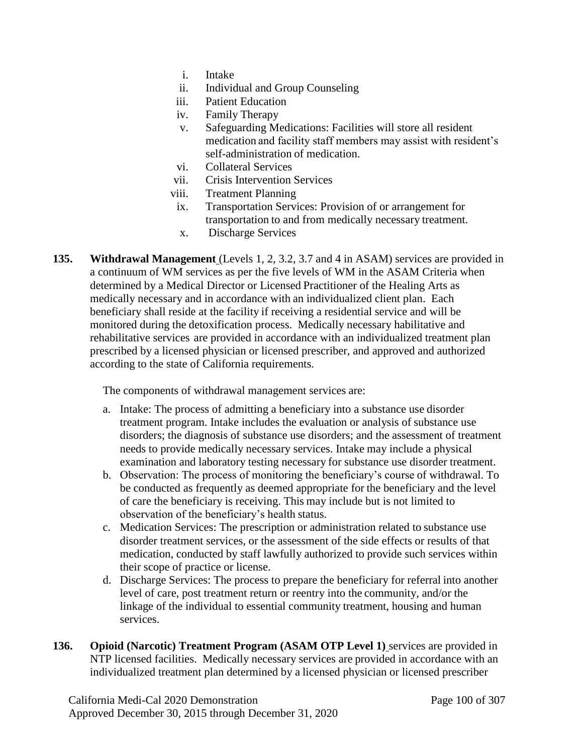- i. Intake
- ii. Individual and Group Counseling
- iii. Patient Education
- iv. Family Therapy
- v. Safeguarding Medications: Facilities will store all resident medication and facility staff members may assist with resident's self-administration of medication.
- vi. Collateral Services
- vii. Crisis Intervention Services
- viii. Treatment Planning
- ix. Transportation Services: Provision of or arrangement for transportation to and from medically necessary treatment.
- x. Discharge Services

**135. Withdrawal Management** (Levels 1, 2, 3.2, 3.7 and 4 in ASAM) services are provided in a continuum of WM services as per the five levels of WM in the ASAM Criteria when determined by a Medical Director or Licensed Practitioner of the Healing Arts as medically necessary and in accordance with an individualized client plan. Each beneficiary shall reside at the facility if receiving a residential service and will be monitored during the detoxification process. Medically necessary habilitative and rehabilitative services are provided in accordance with an individualized treatment plan prescribed by a licensed physician or licensed prescriber, and approved and authorized according to the state of California requirements.

The components of withdrawal management services are:

- a. Intake: The process of admitting a beneficiary into a substance use disorder treatment program. Intake includes the evaluation or analysis of substance use disorders; the diagnosis of substance use disorders; and the assessment of treatment needs to provide medically necessary services. Intake may include a physical examination and laboratory testing necessary for substance use disorder treatment.
- b. Observation: The process of monitoring the beneficiary's course of withdrawal. To be conducted as frequently as deemed appropriate for the beneficiary and the level of care the beneficiary is receiving. This may include but is not limited to observation of the beneficiary's health status.
- c. Medication Services: The prescription or administration related to substance use disorder treatment services, or the assessment of the side effects or results of that medication, conducted by staff lawfully authorized to provide such services within their scope of practice or license.
- d. Discharge Services: The process to prepare the beneficiary for referral into another level of care, post treatment return or reentry into the community, and/or the linkage of the individual to essential community treatment, housing and human services.

**136. Opioid (Narcotic) Treatment Program (ASAM OTP Level 1)** services are provided in NTP licensed facilities. Medically necessary services are provided in accordance with an individualized treatment plan determined by a licensed physician or licensed prescriber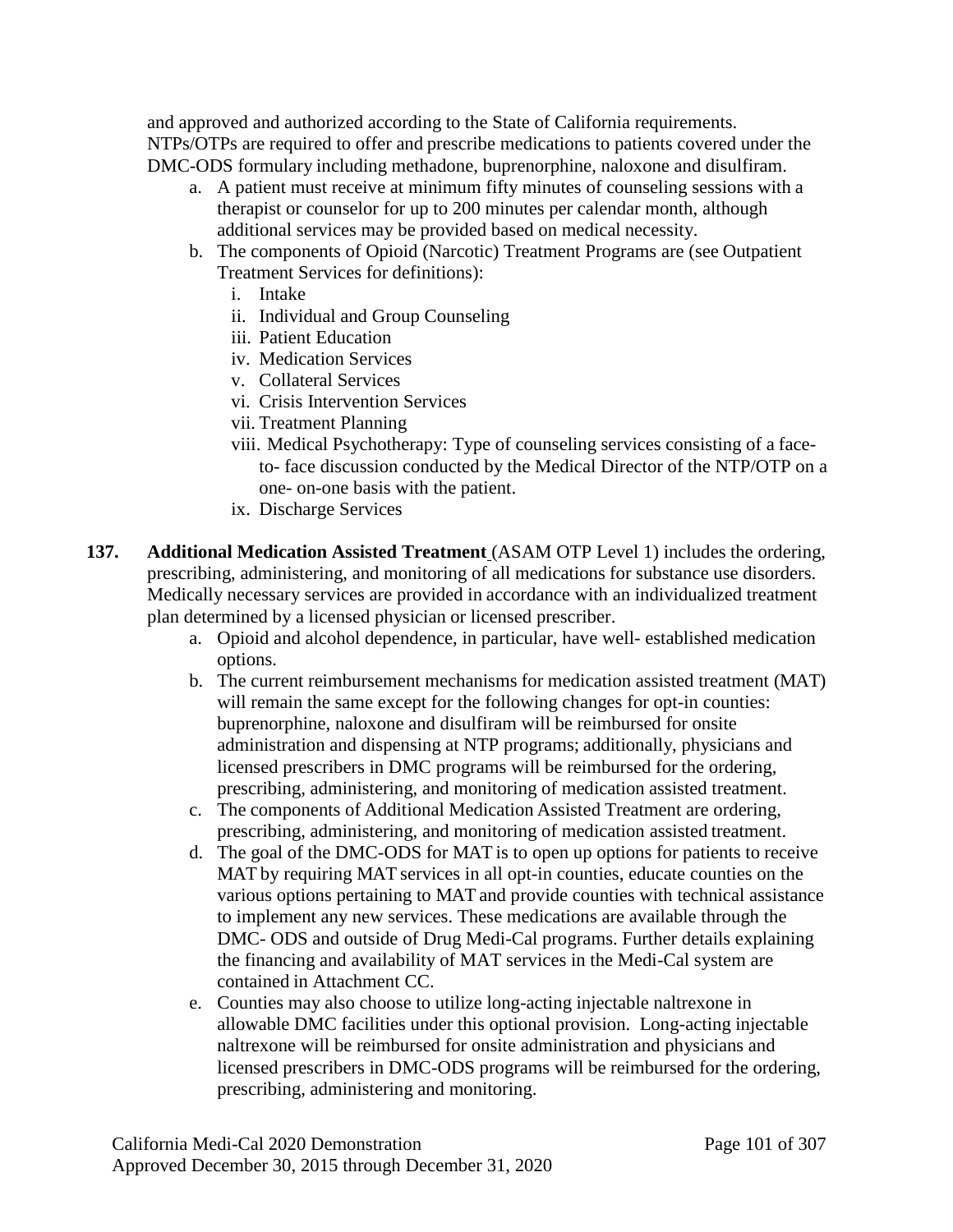and approved and authorized according to the State of California requirements. NTPs/OTPs are required to offer and prescribe medications to patients covered under the DMC-ODS formulary including methadone, buprenorphine, naloxone and disulfiram.

a. A patient must receive at minimum fifty minutes of counseling sessions with a therapist or counselor for up to 200 minutes per calendar month, although additional services may be provided based on medical necessity.
b. The components of Opioid (Narcotic) Treatment Programs are (see Outpatient Treatment Services for definitions):
   i. Intake
   ii. Individual and Group Counseling
   iii. Patient Education
   iv. Medication Services
   v. Collateral Services
   vi. Crisis Intervention Services
   vii. Treatment Planning
   viii. Medical Psychotherapy: Type of counseling services consisting of a face-to- face discussion conducted by the Medical Director of the NTP/OTP on a one- on-one basis with the patient.
   ix. Discharge Services

**137. Additional Medication Assisted Treatment** (ASAM OTP Level 1) includes the ordering, prescribing, administering, and monitoring of all medications for substance use disorders. Medically necessary services are provided in accordance with an individualized treatment plan determined by a licensed physician or licensed prescriber.

a. Opioid and alcohol dependence, in particular, have well- established medication options.
b. The current reimbursement mechanisms for medication assisted treatment (MAT) will remain the same except for the following changes for opt-in counties: buprenorphine, naloxone and disulfiram will be reimbursed for onsite administration and dispensing at NTP programs; additionally, physicians and licensed prescribers in DMC programs will be reimbursed for the ordering, prescribing, administering, and monitoring of medication assisted treatment.
c. The components of Additional Medication Assisted Treatment are ordering, prescribing, administering, and monitoring of medication assisted treatment.
d. The goal of the DMC-ODS for MAT is to open up options for patients to receive MAT by requiring MAT services in all opt-in counties, educate counties on the various options pertaining to MAT and provide counties with technical assistance to implement any new services. These medications are available through the DMC- ODS and outside of Drug Medi-Cal programs. Further details explaining the financing and availability of MAT services in the Medi-Cal system are contained in Attachment CC.
e. Counties may also choose to utilize long-acting injectable naltrexone in allowable DMC facilities under this optional provision. Long-acting injectable naltrexone will be reimbursed for onsite administration and physicians and licensed prescribers in DMC-ODS programs will be reimbursed for the ordering, prescribing, administering and monitoring.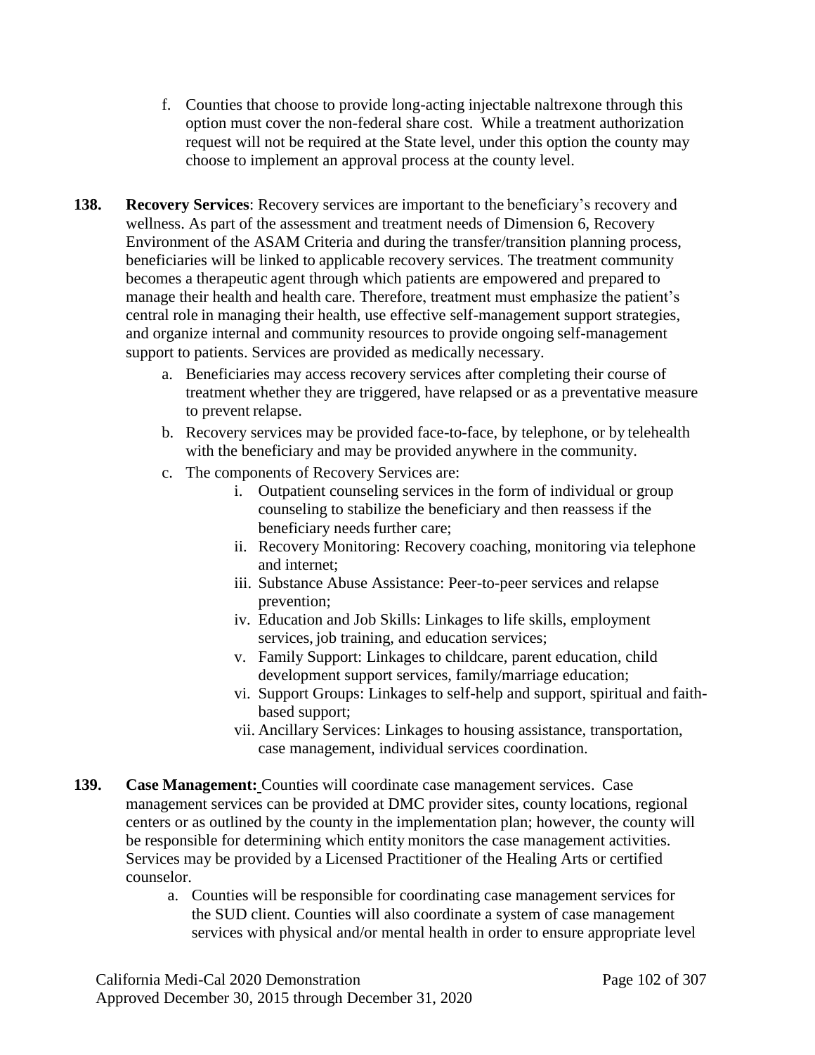f. Counties that choose to provide long-acting injectable naltrexone through this option must cover the non-federal share cost. While a treatment authorization request will not be required at the State level, under this option the county may choose to implement an approval process at the county level.

**138. Recovery Services**: Recovery services are important to the beneficiary's recovery and wellness. As part of the assessment and treatment needs of Dimension 6, Recovery Environment of the ASAM Criteria and during the transfer/transition planning process, beneficiaries will be linked to applicable recovery services. The treatment community becomes a therapeutic agent through which patients are empowered and prepared to manage their health and health care. Therefore, treatment must emphasize the patient's central role in managing their health, use effective self-management support strategies, and organize internal and community resources to provide ongoing self-management support to patients. Services are provided as medically necessary.

a. Beneficiaries may access recovery services after completing their course of treatment whether they are triggered, have relapsed or as a preventative measure to prevent relapse.

b. Recovery services may be provided face-to-face, by telephone, or by telehealth with the beneficiary and may be provided anywhere in the community.

c. The components of Recovery Services are:

i. Outpatient counseling services in the form of individual or group counseling to stabilize the beneficiary and then reassess if the beneficiary needs further care;

ii. Recovery Monitoring: Recovery coaching, monitoring via telephone and internet;

iii. Substance Abuse Assistance: Peer-to-peer services and relapse prevention;

iv. Education and Job Skills: Linkages to life skills, employment services, job training, and education services;

v. Family Support: Linkages to childcare, parent education, child development support services, family/marriage education;

vi. Support Groups: Linkages to self-help and support, spiritual and faith-based support;

vii. Ancillary Services: Linkages to housing assistance, transportation, case management, individual services coordination.

**139. Case Management:** Counties will coordinate case management services. Case management services can be provided at DMC provider sites, county locations, regional centers or as outlined by the county in the implementation plan; however, the county will be responsible for determining which entity monitors the case management activities. Services may be provided by a Licensed Practitioner of the Healing Arts or certified counselor.

a. Counties will be responsible for coordinating case management services for the SUD client. Counties will also coordinate a system of case management services with physical and/or mental health in order to ensure appropriate level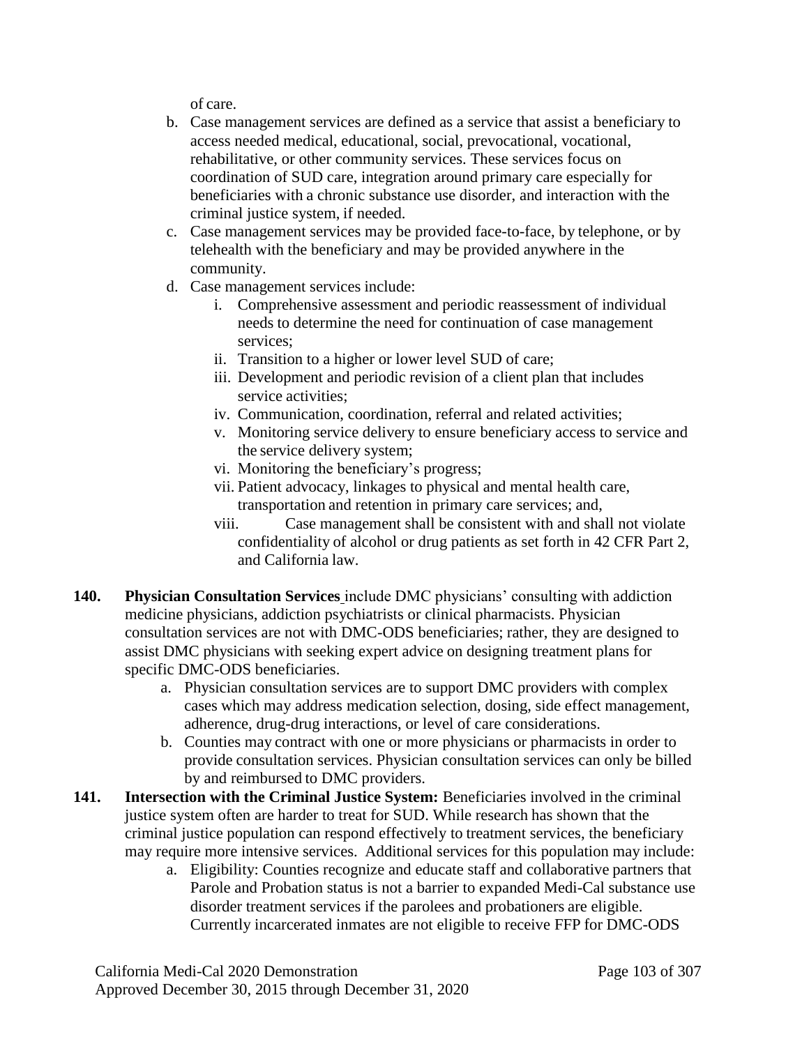of care.

b. Case management services are defined as a service that assist a beneficiary to access needed medical, educational, social, prevocational, vocational, rehabilitative, or other community services. These services focus on coordination of SUD care, integration around primary care especially for beneficiaries with a chronic substance use disorder, and interaction with the criminal justice system, if needed.

c. Case management services may be provided face-to-face, by telephone, or by telehealth with the beneficiary and may be provided anywhere in the community.

d. Case management services include:

   i. Comprehensive assessment and periodic reassessment of individual needs to determine the need for continuation of case management services;

   ii. Transition to a higher or lower level SUD of care;

   iii. Development and periodic revision of a client plan that includes service activities;

   iv. Communication, coordination, referral and related activities;

   v. Monitoring service delivery to ensure beneficiary access to service and the service delivery system;

   vi. Monitoring the beneficiary's progress;

   vii. Patient advocacy, linkages to physical and mental health care, transportation and retention in primary care services; and,

   viii. Case management shall be consistent with and shall not violate confidentiality of alcohol or drug patients as set forth in 42 CFR Part 2, and California law.

**140. Physician Consultation Services** include DMC physicians' consulting with addiction medicine physicians, addiction psychiatrists or clinical pharmacists. Physician consultation services are not with DMC-ODS beneficiaries; rather, they are designed to assist DMC physicians with seeking expert advice on designing treatment plans for specific DMC-ODS beneficiaries.

a. Physician consultation services are to support DMC providers with complex cases which may address medication selection, dosing, side effect management, adherence, drug-drug interactions, or level of care considerations.

b. Counties may contract with one or more physicians or pharmacists in order to provide consultation services. Physician consultation services can only be billed by and reimbursed to DMC providers.

**141. Intersection with the Criminal Justice System:** Beneficiaries involved in the criminal justice system often are harder to treat for SUD. While research has shown that the criminal justice population can respond effectively to treatment services, the beneficiary may require more intensive services. Additional services for this population may include:

a. Eligibility: Counties recognize and educate staff and collaborative partners that Parole and Probation status is not a barrier to expanded Medi-Cal substance use disorder treatment services if the parolees and probationers are eligible. Currently incarcerated inmates are not eligible to receive FFP for DMC-ODS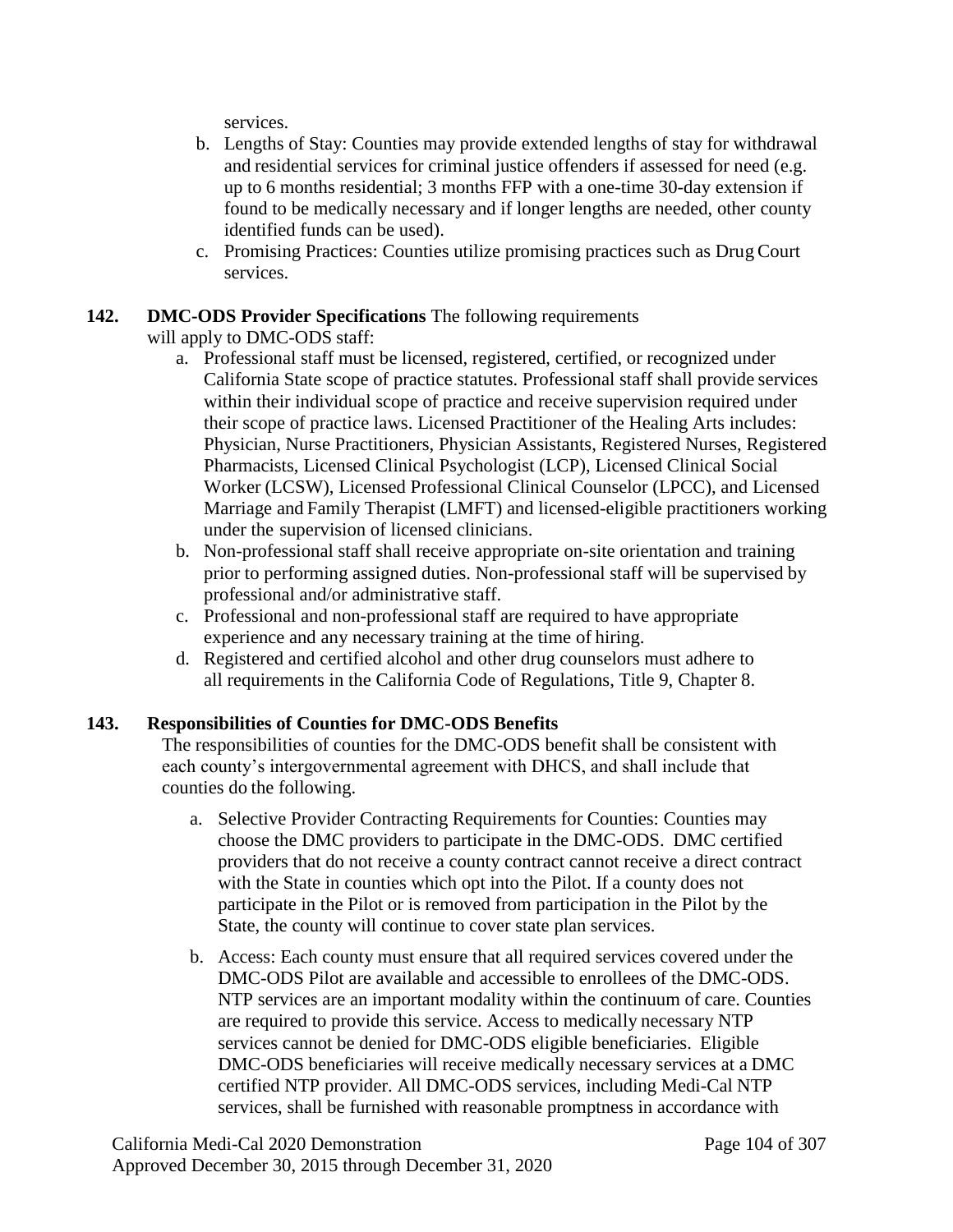services.

b. Lengths of Stay: Counties may provide extended lengths of stay for withdrawal and residential services for criminal justice offenders if assessed for need (e.g. up to 6 months residential; 3 months FFP with a one-time 30-day extension if found to be medically necessary and if longer lengths are needed, other county identified funds can be used).

c. Promising Practices: Counties utilize promising practices such as Drug Court services.

**142. DMC-ODS Provider Specifications** The following requirements will apply to DMC-ODS staff:

a. Professional staff must be licensed, registered, certified, or recognized under California State scope of practice statutes. Professional staff shall provide services within their individual scope of practice and receive supervision required under their scope of practice laws. Licensed Practitioner of the Healing Arts includes: Physician, Nurse Practitioners, Physician Assistants, Registered Nurses, Registered Pharmacists, Licensed Clinical Psychologist (LCP), Licensed Clinical Social Worker (LCSW), Licensed Professional Clinical Counselor (LPCC), and Licensed Marriage and Family Therapist (LMFT) and licensed-eligible practitioners working under the supervision of licensed clinicians.

b. Non-professional staff shall receive appropriate on-site orientation and training prior to performing assigned duties. Non-professional staff will be supervised by professional and/or administrative staff.

c. Professional and non-professional staff are required to have appropriate experience and any necessary training at the time of hiring.

d. Registered and certified alcohol and other drug counselors must adhere to all requirements in the California Code of Regulations, Title 9, Chapter 8.

**143. Responsibilities of Counties for DMC-ODS Benefits**

The responsibilities of counties for the DMC-ODS benefit shall be consistent with each county's intergovernmental agreement with DHCS, and shall include that counties do the following.

a. Selective Provider Contracting Requirements for Counties: Counties may choose the DMC providers to participate in the DMC-ODS. DMC certified providers that do not receive a county contract cannot receive a direct contract with the State in counties which opt into the Pilot. If a county does not participate in the Pilot or is removed from participation in the Pilot by the State, the county will continue to cover state plan services.

b. Access: Each county must ensure that all required services covered under the DMC-ODS Pilot are available and accessible to enrollees of the DMC-ODS. NTP services are an important modality within the continuum of care. Counties are required to provide this service. Access to medically necessary NTP services cannot be denied for DMC-ODS eligible beneficiaries. Eligible DMC-ODS beneficiaries will receive medically necessary services at a DMC certified NTP provider. All DMC-ODS services, including Medi-Cal NTP services, shall be furnished with reasonable promptness in accordance with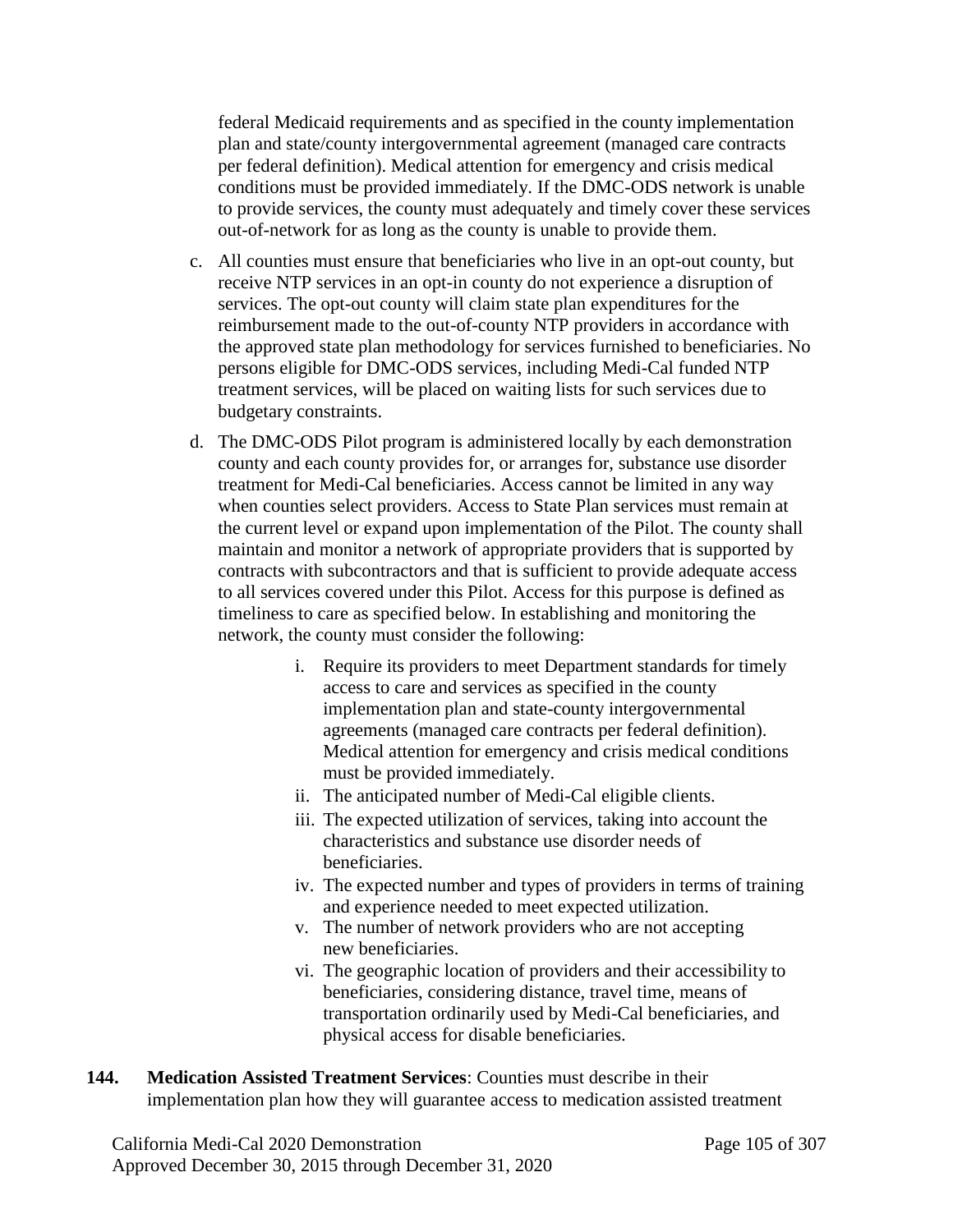federal Medicaid requirements and as specified in the county implementation plan and state/county intergovernmental agreement (managed care contracts per federal definition). Medical attention for emergency and crisis medical conditions must be provided immediately. If the DMC-ODS network is unable to provide services, the county must adequately and timely cover these services out-of-network for as long as the county is unable to provide them.

c. All counties must ensure that beneficiaries who live in an opt-out county, but receive NTP services in an opt-in county do not experience a disruption of services. The opt-out county will claim state plan expenditures for the reimbursement made to the out-of-county NTP providers in accordance with the approved state plan methodology for services furnished to beneficiaries. No persons eligible for DMC-ODS services, including Medi-Cal funded NTP treatment services, will be placed on waiting lists for such services due to budgetary constraints.

d. The DMC-ODS Pilot program is administered locally by each demonstration county and each county provides for, or arranges for, substance use disorder treatment for Medi-Cal beneficiaries. Access cannot be limited in any way when counties select providers. Access to State Plan services must remain at the current level or expand upon implementation of the Pilot. The county shall maintain and monitor a network of appropriate providers that is supported by contracts with subcontractors and that is sufficient to provide adequate access to all services covered under this Pilot. Access for this purpose is defined as timeliness to care as specified below. In establishing and monitoring the network, the county must consider the following:

    i. Require its providers to meet Department standards for timely access to care and services as specified in the county implementation plan and state-county intergovernmental agreements (managed care contracts per federal definition). Medical attention for emergency and crisis medical conditions must be provided immediately.
    ii. The anticipated number of Medi-Cal eligible clients.
    iii. The expected utilization of services, taking into account the characteristics and substance use disorder needs of beneficiaries.
    iv. The expected number and types of providers in terms of training and experience needed to meet expected utilization.
    v. The number of network providers who are not accepting new beneficiaries.
    vi. The geographic location of providers and their accessibility to beneficiaries, considering distance, travel time, means of transportation ordinarily used by Medi-Cal beneficiaries, and physical access for disable beneficiaries.

**144. Medication Assisted Treatment Services**: Counties must describe in their implementation plan how they will guarantee access to medication assisted treatment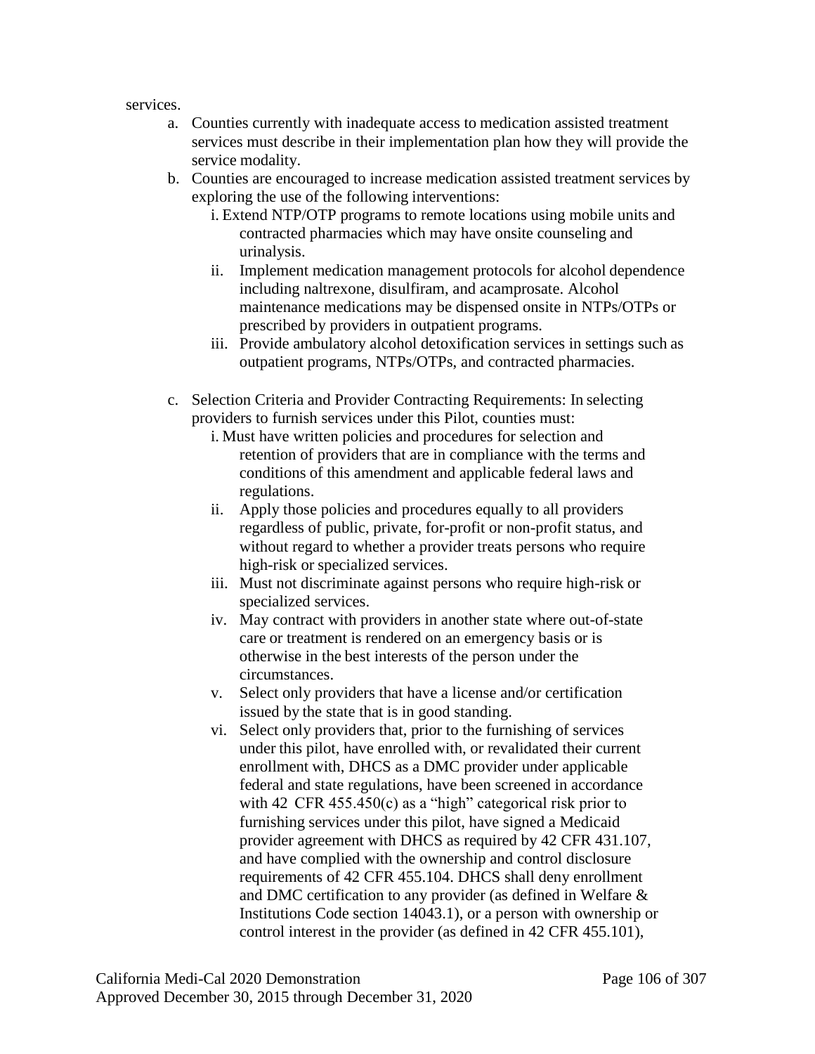services.

a. Counties currently with inadequate access to medication assisted treatment services must describe in their implementation plan how they will provide the service modality.
b. Counties are encouraged to increase medication assisted treatment services by exploring the use of the following interventions:
    i. Extend NTP/OTP programs to remote locations using mobile units and contracted pharmacies which may have onsite counseling and urinalysis.
    ii. Implement medication management protocols for alcohol dependence including naltrexone, disulfiram, and acamprosate. Alcohol maintenance medications may be dispensed onsite in NTPs/OTPs or prescribed by providers in outpatient programs.
    iii. Provide ambulatory alcohol detoxification services in settings such as outpatient programs, NTPs/OTPs, and contracted pharmacies.

c. Selection Criteria and Provider Contracting Requirements: In selecting providers to furnish services under this Pilot, counties must:
    i. Must have written policies and procedures for selection and retention of providers that are in compliance with the terms and conditions of this amendment and applicable federal laws and regulations.
    ii. Apply those policies and procedures equally to all providers regardless of public, private, for-profit or non-profit status, and without regard to whether a provider treats persons who require high-risk or specialized services.
    iii. Must not discriminate against persons who require high-risk or specialized services.
    iv. May contract with providers in another state where out-of-state care or treatment is rendered on an emergency basis or is otherwise in the best interests of the person under the circumstances.
    v. Select only providers that have a license and/or certification issued by the state that is in good standing.
    vi. Select only providers that, prior to the furnishing of services under this pilot, have enrolled with, or revalidated their current enrollment with, DHCS as a DMC provider under applicable federal and state regulations, have been screened in accordance with 42 CFR 455.450(c) as a "high" categorical risk prior to furnishing services under this pilot, have signed a Medicaid provider agreement with DHCS as required by 42 CFR 431.107, and have complied with the ownership and control disclosure requirements of 42 CFR 455.104. DHCS shall deny enrollment and DMC certification to any provider (as defined in Welfare & Institutions Code section 14043.1), or a person with ownership or control interest in the provider (as defined in 42 CFR 455.101),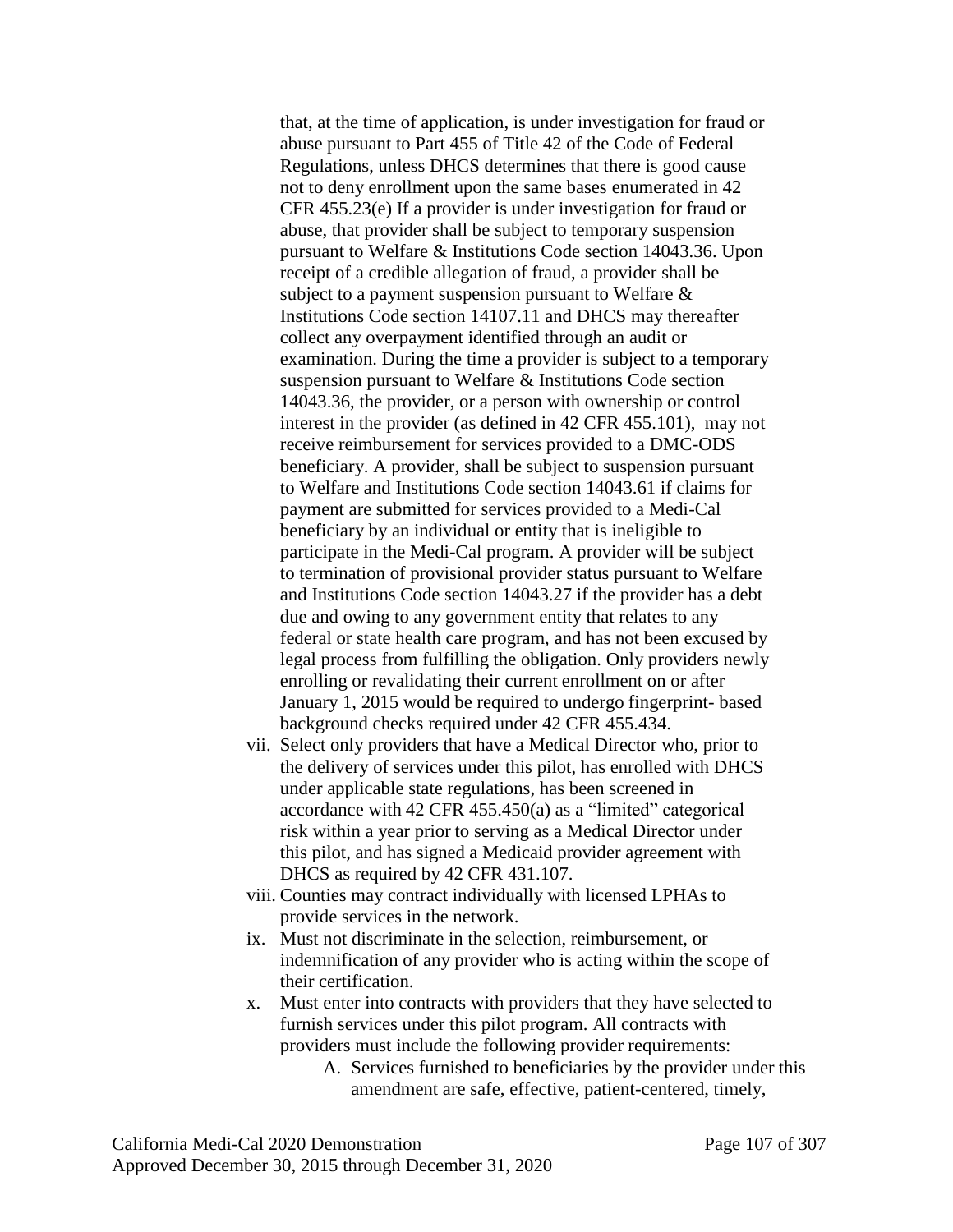that, at the time of application, is under investigation for fraud or abuse pursuant to Part 455 of Title 42 of the Code of Federal Regulations, unless DHCS determines that there is good cause not to deny enrollment upon the same bases enumerated in 42 CFR 455.23(e) If a provider is under investigation for fraud or abuse, that provider shall be subject to temporary suspension pursuant to Welfare & Institutions Code section 14043.36. Upon receipt of a credible allegation of fraud, a provider shall be subject to a payment suspension pursuant to Welfare & Institutions Code section 14107.11 and DHCS may thereafter collect any overpayment identified through an audit or examination. During the time a provider is subject to a temporary suspension pursuant to Welfare & Institutions Code section 14043.36, the provider, or a person with ownership or control interest in the provider (as defined in 42 CFR 455.101), may not receive reimbursement for services provided to a DMC-ODS beneficiary. A provider, shall be subject to suspension pursuant to Welfare and Institutions Code section 14043.61 if claims for payment are submitted for services provided to a Medi-Cal beneficiary by an individual or entity that is ineligible to participate in the Medi-Cal program. A provider will be subject to termination of provisional provider status pursuant to Welfare and Institutions Code section 14043.27 if the provider has a debt due and owing to any government entity that relates to any federal or state health care program, and has not been excused by legal process from fulfilling the obligation. Only providers newly enrolling or revalidating their current enrollment on or after January 1, 2015 would be required to undergo fingerprint- based background checks required under 42 CFR 455.434.

vii. Select only providers that have a Medical Director who, prior to the delivery of services under this pilot, has enrolled with DHCS under applicable state regulations, has been screened in accordance with 42 CFR 455.450(a) as a "limited" categorical risk within a year prior to serving as a Medical Director under this pilot, and has signed a Medicaid provider agreement with DHCS as required by 42 CFR 431.107.

viii. Counties may contract individually with licensed LPHAs to provide services in the network.

ix. Must not discriminate in the selection, reimbursement, or indemnification of any provider who is acting within the scope of their certification.

x. Must enter into contracts with providers that they have selected to furnish services under this pilot program. All contracts with providers must include the following provider requirements:

   A. Services furnished to beneficiaries by the provider under this amendment are safe, effective, patient-centered, timely,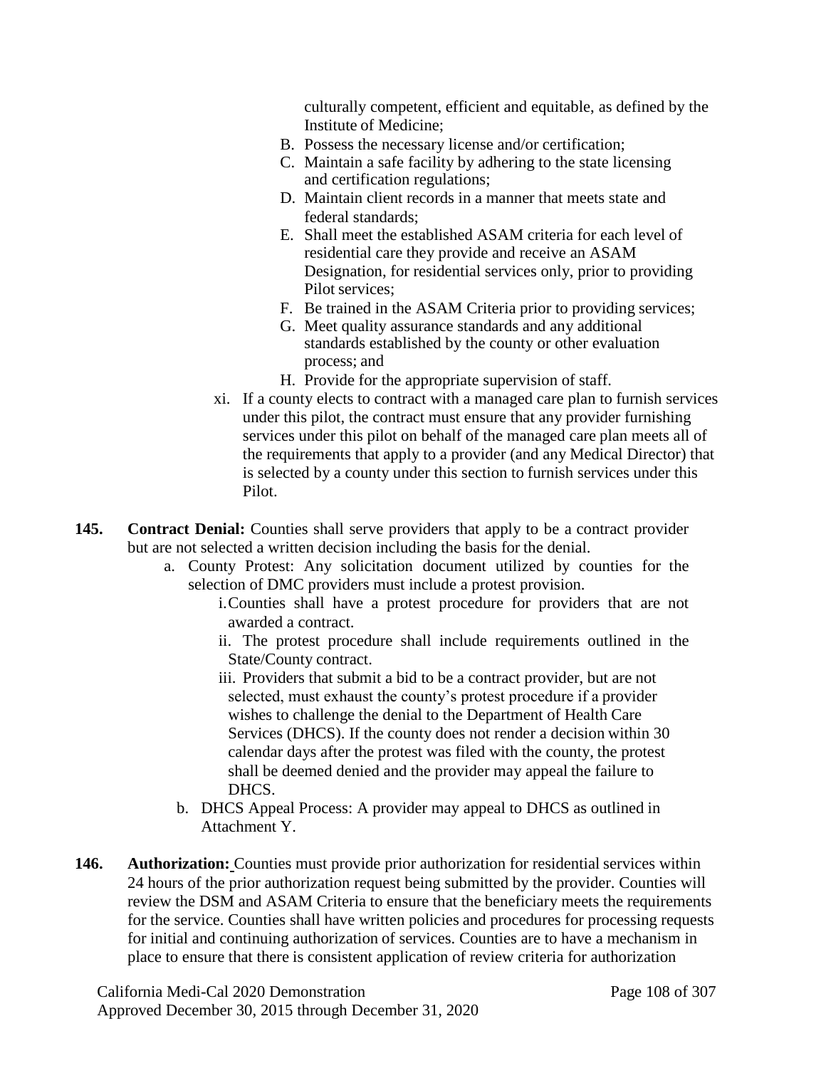culturally competent, efficient and equitable, as defined by the Institute of Medicine;

B. Possess the necessary license and/or certification;
C. Maintain a safe facility by adhering to the state licensing and certification regulations;
D. Maintain client records in a manner that meets state and federal standards;
E. Shall meet the established ASAM criteria for each level of residential care they provide and receive an ASAM Designation, for residential services only, prior to providing Pilot services;
F. Be trained in the ASAM Criteria prior to providing services;
G. Meet quality assurance standards and any additional standards established by the county or other evaluation process; and
H. Provide for the appropriate supervision of staff.

xi. If a county elects to contract with a managed care plan to furnish services under this pilot, the contract must ensure that any provider furnishing services under this pilot on behalf of the managed care plan meets all of the requirements that apply to a provider (and any Medical Director) that is selected by a county under this section to furnish services under this Pilot.

**145. Contract Denial:** Counties shall serve providers that apply to be a contract provider but are not selected a written decision including the basis for the denial.

a. County Protest: Any solicitation document utilized by counties for the selection of DMC providers must include a protest provision.
   i. Counties shall have a protest procedure for providers that are not awarded a contract.
   ii. The protest procedure shall include requirements outlined in the State/County contract.
   iii. Providers that submit a bid to be a contract provider, but are not selected, must exhaust the county's protest procedure if a provider wishes to challenge the denial to the Department of Health Care Services (DHCS). If the county does not render a decision within 30 calendar days after the protest was filed with the county, the protest shall be deemed denied and the provider may appeal the failure to DHCS.
b. DHCS Appeal Process: A provider may appeal to DHCS as outlined in Attachment Y.

**146. Authorization:** Counties must provide prior authorization for residential services within 24 hours of the prior authorization request being submitted by the provider. Counties will review the DSM and ASAM Criteria to ensure that the beneficiary meets the requirements for the service. Counties shall have written policies and procedures for processing requests for initial and continuing authorization of services. Counties are to have a mechanism in place to ensure that there is consistent application of review criteria for authorization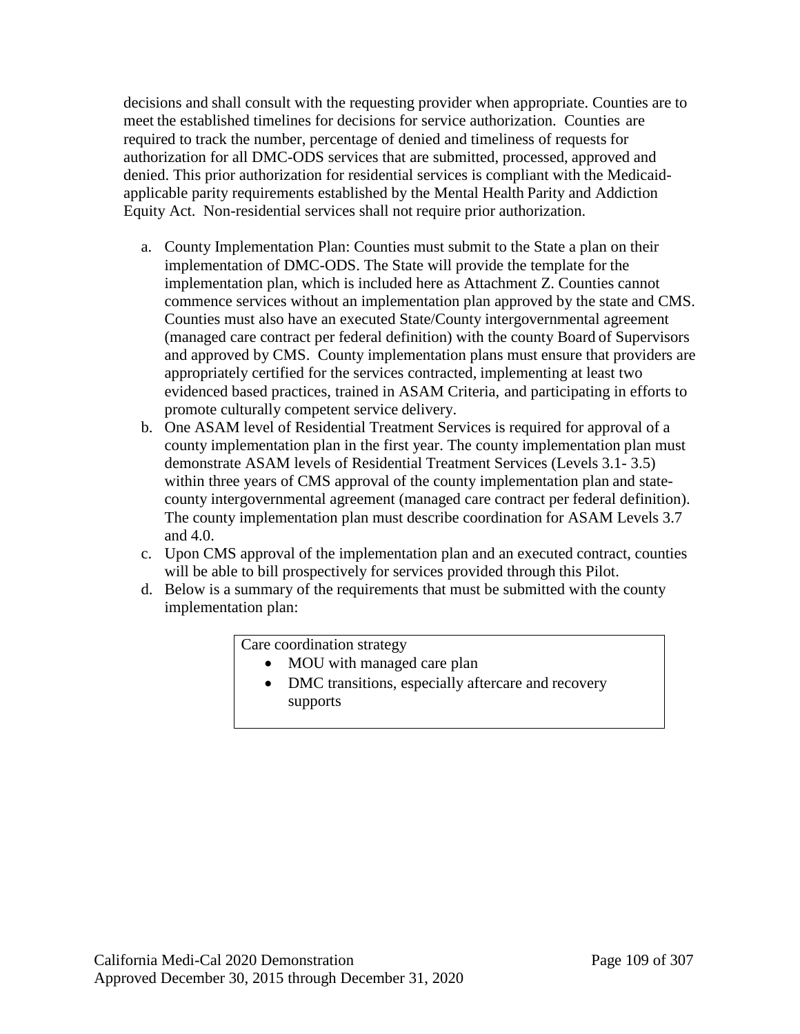decisions and shall consult with the requesting provider when appropriate. Counties are to meet the established timelines for decisions for service authorization. Counties are required to track the number, percentage of denied and timeliness of requests for authorization for all DMC-ODS services that are submitted, processed, approved and denied. This prior authorization for residential services is compliant with the Medicaid-applicable parity requirements established by the Mental Health Parity and Addiction Equity Act. Non-residential services shall not require prior authorization.

a. County Implementation Plan: Counties must submit to the State a plan on their implementation of DMC-ODS. The State will provide the template for the implementation plan, which is included here as Attachment Z. Counties cannot commence services without an implementation plan approved by the state and CMS. Counties must also have an executed State/County intergovernmental agreement (managed care contract per federal definition) with the county Board of Supervisors and approved by CMS. County implementation plans must ensure that providers are appropriately certified for the services contracted, implementing at least two evidenced based practices, trained in ASAM Criteria, and participating in efforts to promote culturally competent service delivery.
b. One ASAM level of Residential Treatment Services is required for approval of a county implementation plan in the first year. The county implementation plan must demonstrate ASAM levels of Residential Treatment Services (Levels 3.1- 3.5) within three years of CMS approval of the county implementation plan and state-county intergovernmental agreement (managed care contract per federal definition). The county implementation plan must describe coordination for ASAM Levels 3.7 and 4.0.
c. Upon CMS approval of the implementation plan and an executed contract, counties will be able to bill prospectively for services provided through this Pilot.
d. Below is a summary of the requirements that must be submitted with the county implementation plan:

| Care coordination strategy |
|---|
| • MOU with managed care plan<br>• DMC transitions, especially aftercare and recovery supports |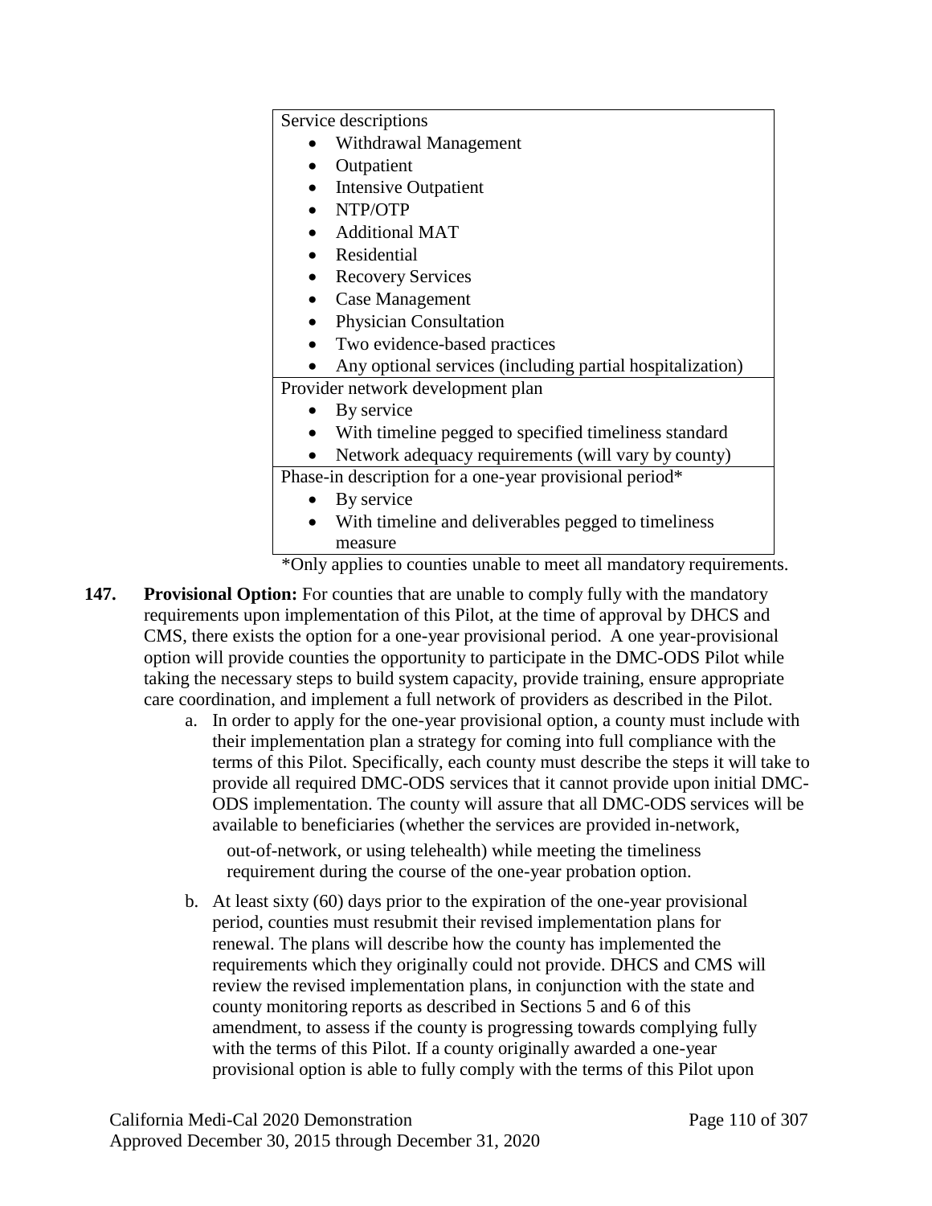| |
|---|
| Service descriptions<br>• Withdrawal Management<br>• Outpatient<br>• Intensive Outpatient<br>• NTP/OTP<br>• Additional MAT<br>• Residential<br>• Recovery Services<br>• Case Management<br>• Physician Consultation<br>• Two evidence-based practices<br>• Any optional services (including partial hospitalization) |
| Provider network development plan<br>• By service<br>• With timeline pegged to specified timeliness standard<br>• Network adequacy requirements (will vary by county) |
| Phase-in description for a one-year provisional period*<br>• By service<br>• With timeline and deliverables pegged to timeliness measure |

*Only applies to counties unable to meet all mandatory requirements.

**147. Provisional Option:** For counties that are unable to comply fully with the mandatory requirements upon implementation of this Pilot, at the time of approval by DHCS and CMS, there exists the option for a one-year provisional period. A one year-provisional option will provide counties the opportunity to participate in the DMC-ODS Pilot while taking the necessary steps to build system capacity, provide training, ensure appropriate care coordination, and implement a full network of providers as described in the Pilot.

a. In order to apply for the one-year provisional option, a county must include with their implementation plan a strategy for coming into full compliance with the terms of this Pilot. Specifically, each county must describe the steps it will take to provide all required DMC-ODS services that it cannot provide upon initial DMC-ODS implementation. The county will assure that all DMC-ODS services will be available to beneficiaries (whether the services are provided in-network, out-of-network, or using telehealth) while meeting the timeliness requirement during the course of the one-year probation option.

b. At least sixty (60) days prior to the expiration of the one-year provisional period, counties must resubmit their revised implementation plans for renewal. The plans will describe how the county has implemented the requirements which they originally could not provide. DHCS and CMS will review the revised implementation plans, in conjunction with the state and county monitoring reports as described in Sections 5 and 6 of this amendment, to assess if the county is progressing towards complying fully with the terms of this Pilot. If a county originally awarded a one-year provisional option is able to fully comply with the terms of this Pilot upon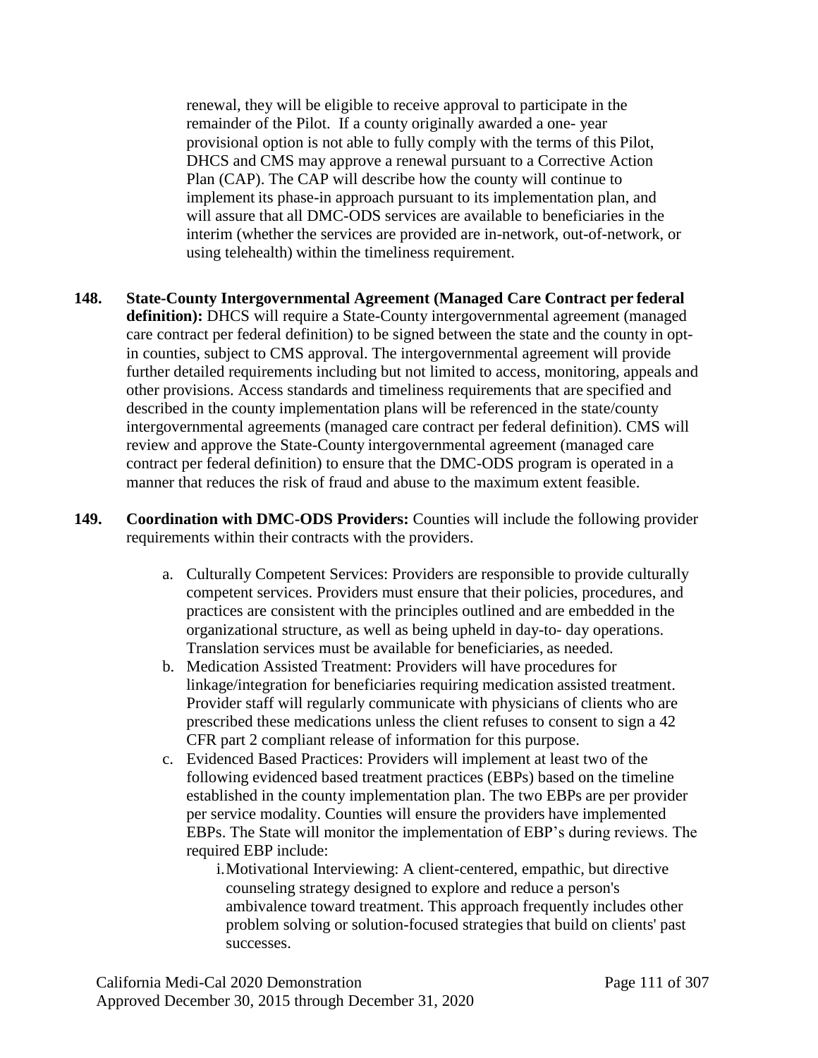renewal, they will be eligible to receive approval to participate in the remainder of the Pilot. If a county originally awarded a one- year provisional option is not able to fully comply with the terms of this Pilot, DHCS and CMS may approve a renewal pursuant to a Corrective Action Plan (CAP). The CAP will describe how the county will continue to implement its phase-in approach pursuant to its implementation plan, and will assure that all DMC-ODS services are available to beneficiaries in the interim (whether the services are provided are in-network, out-of-network, or using telehealth) within the timeliness requirement.

**148. State-County Intergovernmental Agreement (Managed Care Contract per federal definition):** DHCS will require a State-County intergovernmental agreement (managed care contract per federal definition) to be signed between the state and the county in opt-in counties, subject to CMS approval. The intergovernmental agreement will provide further detailed requirements including but not limited to access, monitoring, appeals and other provisions. Access standards and timeliness requirements that are specified and described in the county implementation plans will be referenced in the state/county intergovernmental agreements (managed care contract per federal definition). CMS will review and approve the State-County intergovernmental agreement (managed care contract per federal definition) to ensure that the DMC-ODS program is operated in a manner that reduces the risk of fraud and abuse to the maximum extent feasible.

**149. Coordination with DMC-ODS Providers:** Counties will include the following provider requirements within their contracts with the providers.

a. Culturally Competent Services: Providers are responsible to provide culturally competent services. Providers must ensure that their policies, procedures, and practices are consistent with the principles outlined and are embedded in the organizational structure, as well as being upheld in day-to- day operations. Translation services must be available for beneficiaries, as needed.

b. Medication Assisted Treatment: Providers will have procedures for linkage/integration for beneficiaries requiring medication assisted treatment. Provider staff will regularly communicate with physicians of clients who are prescribed these medications unless the client refuses to consent to sign a 42 CFR part 2 compliant release of information for this purpose.

c. Evidenced Based Practices: Providers will implement at least two of the following evidenced based treatment practices (EBPs) based on the timeline established in the county implementation plan. The two EBPs are per provider per service modality. Counties will ensure the providers have implemented EBPs. The State will monitor the implementation of EBP's during reviews. The required EBP include:

   i. Motivational Interviewing: A client-centered, empathic, but directive counseling strategy designed to explore and reduce a person's ambivalence toward treatment. This approach frequently includes other problem solving or solution-focused strategies that build on clients' past successes.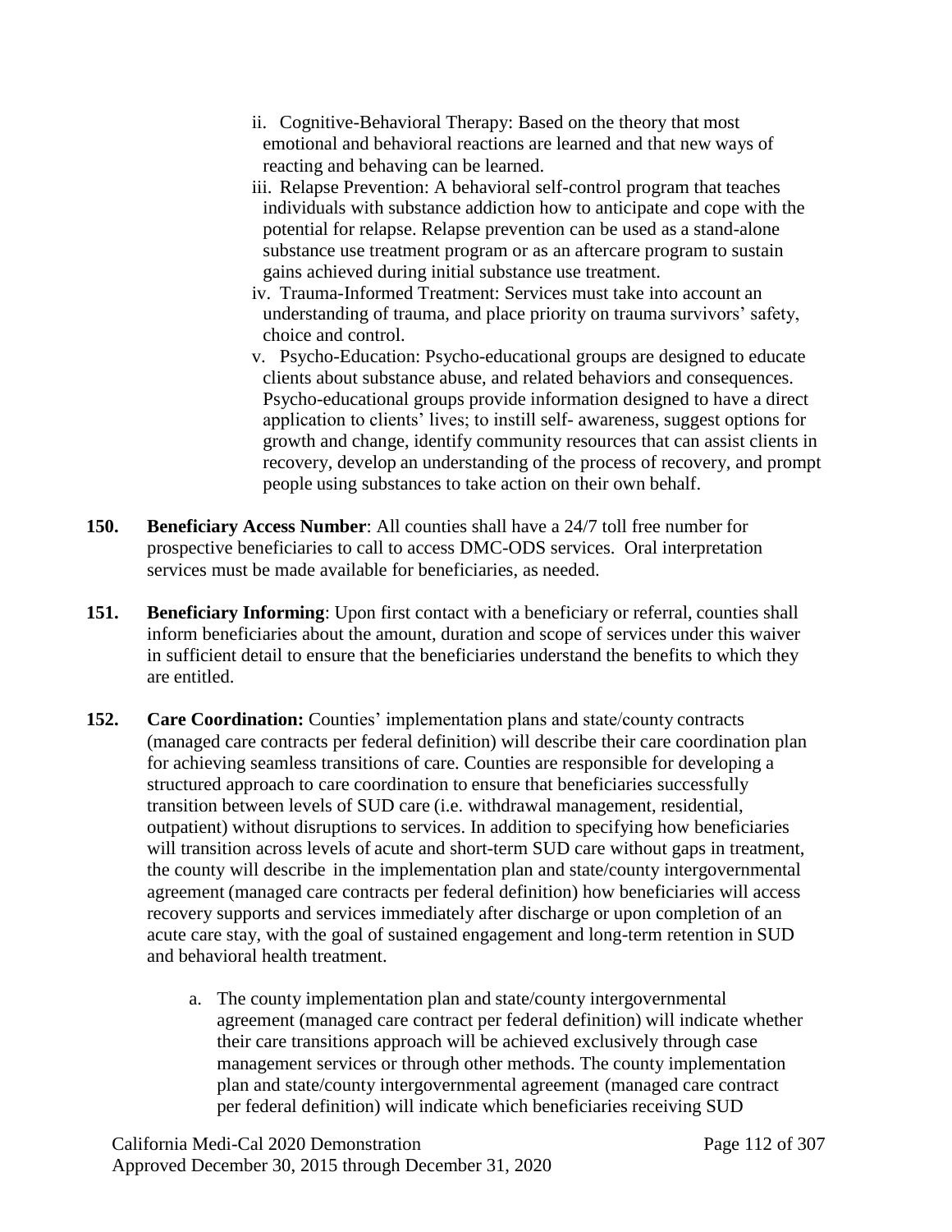ii. Cognitive-Behavioral Therapy: Based on the theory that most emotional and behavioral reactions are learned and that new ways of reacting and behaving can be learned.

iii. Relapse Prevention: A behavioral self-control program that teaches individuals with substance addiction how to anticipate and cope with the potential for relapse. Relapse prevention can be used as a stand-alone substance use treatment program or as an aftercare program to sustain gains achieved during initial substance use treatment.

iv. Trauma-Informed Treatment: Services must take into account an understanding of trauma, and place priority on trauma survivors' safety, choice and control.

v. Psycho-Education: Psycho-educational groups are designed to educate clients about substance abuse, and related behaviors and consequences. Psycho-educational groups provide information designed to have a direct application to clients' lives; to instill self- awareness, suggest options for growth and change, identify community resources that can assist clients in recovery, develop an understanding of the process of recovery, and prompt people using substances to take action on their own behalf.

**150. Beneficiary Access Number**: All counties shall have a 24/7 toll free number for prospective beneficiaries to call to access DMC-ODS services. Oral interpretation services must be made available for beneficiaries, as needed.

**151. Beneficiary Informing**: Upon first contact with a beneficiary or referral, counties shall inform beneficiaries about the amount, duration and scope of services under this waiver in sufficient detail to ensure that the beneficiaries understand the benefits to which they are entitled.

**152. Care Coordination:** Counties' implementation plans and state/county contracts (managed care contracts per federal definition) will describe their care coordination plan for achieving seamless transitions of care. Counties are responsible for developing a structured approach to care coordination to ensure that beneficiaries successfully transition between levels of SUD care (i.e. withdrawal management, residential, outpatient) without disruptions to services. In addition to specifying how beneficiaries will transition across levels of acute and short-term SUD care without gaps in treatment, the county will describe in the implementation plan and state/county intergovernmental agreement (managed care contracts per federal definition) how beneficiaries will access recovery supports and services immediately after discharge or upon completion of an acute care stay, with the goal of sustained engagement and long-term retention in SUD and behavioral health treatment.

a. The county implementation plan and state/county intergovernmental agreement (managed care contract per federal definition) will indicate whether their care transitions approach will be achieved exclusively through case management services or through other methods. The county implementation plan and state/county intergovernmental agreement (managed care contract per federal definition) will indicate which beneficiaries receiving SUD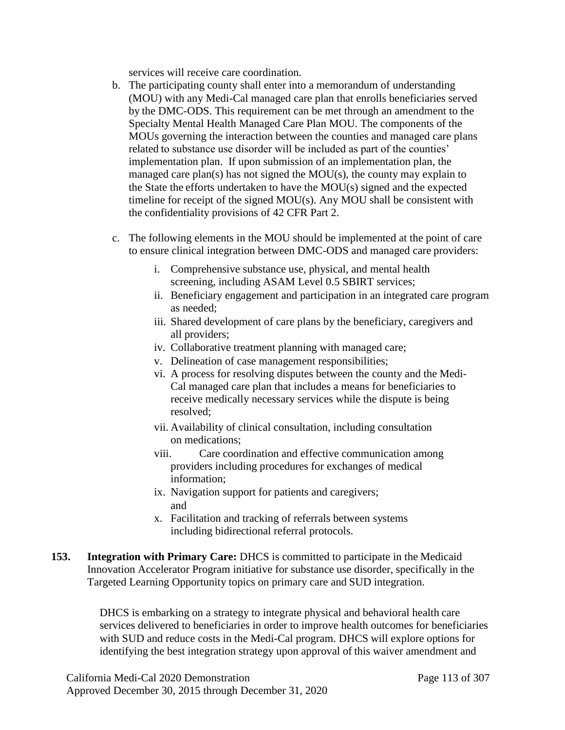services will receive care coordination.

b. The participating county shall enter into a memorandum of understanding (MOU) with any Medi-Cal managed care plan that enrolls beneficiaries served by the DMC-ODS. This requirement can be met through an amendment to the Specialty Mental Health Managed Care Plan MOU. The components of the MOUs governing the interaction between the counties and managed care plans related to substance use disorder will be included as part of the counties' implementation plan. If upon submission of an implementation plan, the managed care plan(s) has not signed the MOU(s), the county may explain to the State the efforts undertaken to have the MOU(s) signed and the expected timeline for receipt of the signed MOU(s). Any MOU shall be consistent with the confidentiality provisions of 42 CFR Part 2.

c. The following elements in the MOU should be implemented at the point of care to ensure clinical integration between DMC-ODS and managed care providers:

   i. Comprehensive substance use, physical, and mental health screening, including ASAM Level 0.5 SBIRT services;
   ii. Beneficiary engagement and participation in an integrated care program as needed;
   iii. Shared development of care plans by the beneficiary, caregivers and all providers;
   iv. Collaborative treatment planning with managed care;
   v. Delineation of case management responsibilities;
   vi. A process for resolving disputes between the county and the Medi-Cal managed care plan that includes a means for beneficiaries to receive medically necessary services while the dispute is being resolved;
   vii. Availability of clinical consultation, including consultation on medications;
   viii. Care coordination and effective communication among providers including procedures for exchanges of medical information;
   ix. Navigation support for patients and caregivers; and
   x. Facilitation and tracking of referrals between systems including bidirectional referral protocols.

**153. Integration with Primary Care:** DHCS is committed to participate in the Medicaid Innovation Accelerator Program initiative for substance use disorder, specifically in the Targeted Learning Opportunity topics on primary care and SUD integration.

DHCS is embarking on a strategy to integrate physical and behavioral health care services delivered to beneficiaries in order to improve health outcomes for beneficiaries with SUD and reduce costs in the Medi-Cal program. DHCS will explore options for identifying the best integration strategy upon approval of this waiver amendment and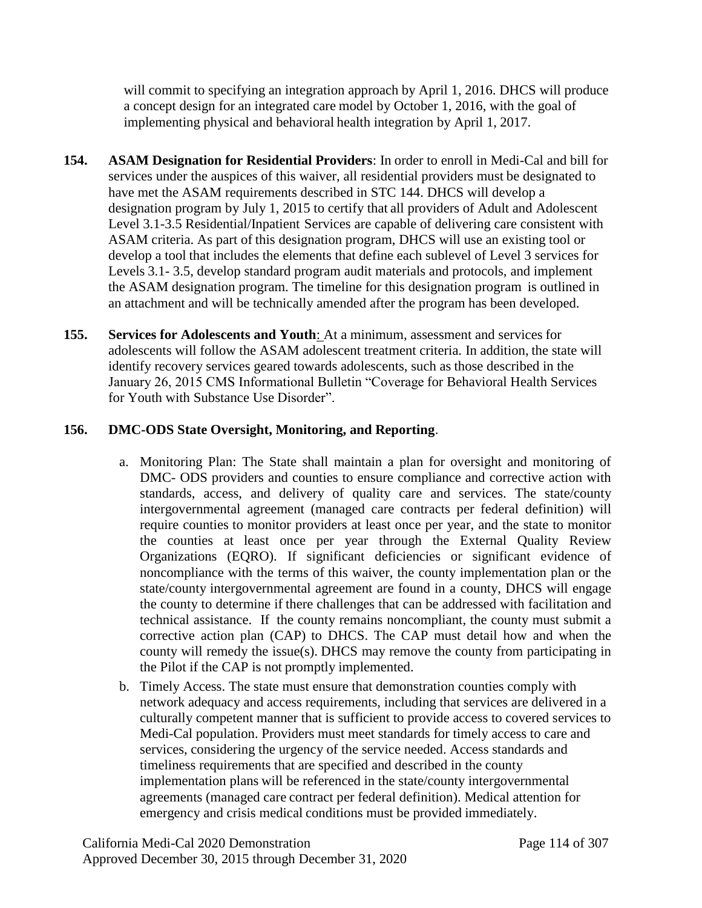will commit to specifying an integration approach by April 1, 2016. DHCS will produce a concept design for an integrated care model by October 1, 2016, with the goal of implementing physical and behavioral health integration by April 1, 2017.

**154. ASAM Designation for Residential Providers**: In order to enroll in Medi-Cal and bill for services under the auspices of this waiver, all residential providers must be designated to have met the ASAM requirements described in STC 144. DHCS will develop a designation program by July 1, 2015 to certify that all providers of Adult and Adolescent Level 3.1-3.5 Residential/Inpatient Services are capable of delivering care consistent with ASAM criteria. As part of this designation program, DHCS will use an existing tool or develop a tool that includes the elements that define each sublevel of Level 3 services for Levels 3.1- 3.5, develop standard program audit materials and protocols, and implement the ASAM designation program. The timeline for this designation program is outlined in an attachment and will be technically amended after the program has been developed.

**155. Services for Adolescents and Youth**: At a minimum, assessment and services for adolescents will follow the ASAM adolescent treatment criteria. In addition, the state will identify recovery services geared towards adolescents, such as those described in the January 26, 2015 CMS Informational Bulletin "Coverage for Behavioral Health Services for Youth with Substance Use Disorder".

**156. DMC-ODS State Oversight, Monitoring, and Reporting**.

a. Monitoring Plan: The State shall maintain a plan for oversight and monitoring of DMC- ODS providers and counties to ensure compliance and corrective action with standards, access, and delivery of quality care and services. The state/county intergovernmental agreement (managed care contracts per federal definition) will require counties to monitor providers at least once per year, and the state to monitor the counties at least once per year through the External Quality Review Organizations (EQRO). If significant deficiencies or significant evidence of noncompliance with the terms of this waiver, the county implementation plan or the state/county intergovernmental agreement are found in a county, DHCS will engage the county to determine if there challenges that can be addressed with facilitation and technical assistance. If the county remains noncompliant, the county must submit a corrective action plan (CAP) to DHCS. The CAP must detail how and when the county will remedy the issue(s). DHCS may remove the county from participating in the Pilot if the CAP is not promptly implemented.

b. Timely Access. The state must ensure that demonstration counties comply with network adequacy and access requirements, including that services are delivered in a culturally competent manner that is sufficient to provide access to covered services to Medi-Cal population. Providers must meet standards for timely access to care and services, considering the urgency of the service needed. Access standards and timeliness requirements that are specified and described in the county implementation plans will be referenced in the state/county intergovernmental agreements (managed care contract per federal definition). Medical attention for emergency and crisis medical conditions must be provided immediately.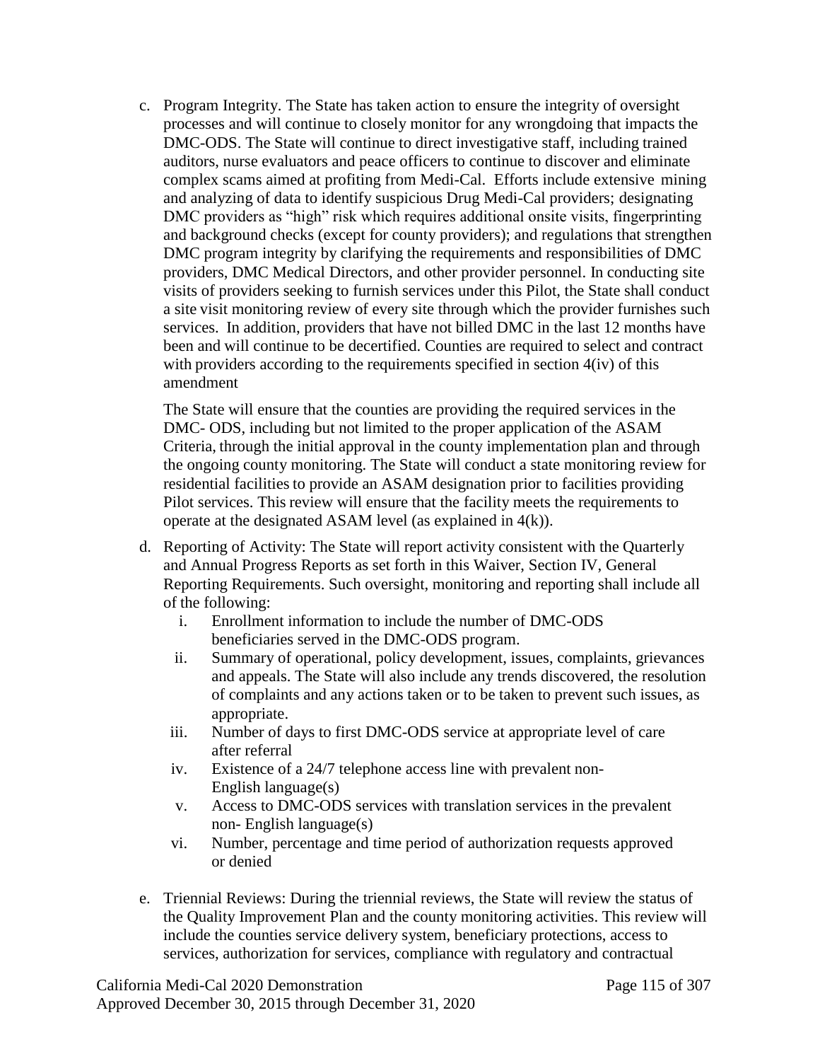c. Program Integrity. The State has taken action to ensure the integrity of oversight processes and will continue to closely monitor for any wrongdoing that impacts the DMC-ODS. The State will continue to direct investigative staff, including trained auditors, nurse evaluators and peace officers to continue to discover and eliminate complex scams aimed at profiting from Medi-Cal. Efforts include extensive mining and analyzing of data to identify suspicious Drug Medi-Cal providers; designating DMC providers as "high" risk which requires additional onsite visits, fingerprinting and background checks (except for county providers); and regulations that strengthen DMC program integrity by clarifying the requirements and responsibilities of DMC providers, DMC Medical Directors, and other provider personnel. In conducting site visits of providers seeking to furnish services under this Pilot, the State shall conduct a site visit monitoring review of every site through which the provider furnishes such services. In addition, providers that have not billed DMC in the last 12 months have been and will continue to be decertified. Counties are required to select and contract with providers according to the requirements specified in section 4(iv) of this amendment

   The State will ensure that the counties are providing the required services in the DMC- ODS, including but not limited to the proper application of the ASAM Criteria, through the initial approval in the county implementation plan and through the ongoing county monitoring. The State will conduct a state monitoring review for residential facilities to provide an ASAM designation prior to facilities providing Pilot services. This review will ensure that the facility meets the requirements to operate at the designated ASAM level (as explained in 4(k)).

d. Reporting of Activity: The State will report activity consistent with the Quarterly and Annual Progress Reports as set forth in this Waiver, Section IV, General Reporting Requirements. Such oversight, monitoring and reporting shall include all of the following:
   i. Enrollment information to include the number of DMC-ODS beneficiaries served in the DMC-ODS program.
   ii. Summary of operational, policy development, issues, complaints, grievances and appeals. The State will also include any trends discovered, the resolution of complaints and any actions taken or to be taken to prevent such issues, as appropriate.
   iii. Number of days to first DMC-ODS service at appropriate level of care after referral
   iv. Existence of a 24/7 telephone access line with prevalent non-English language(s)
   v. Access to DMC-ODS services with translation services in the prevalent non- English language(s)
   vi. Number, percentage and time period of authorization requests approved or denied

e. Triennial Reviews: During the triennial reviews, the State will review the status of the Quality Improvement Plan and the county monitoring activities. This review will include the counties service delivery system, beneficiary protections, access to services, authorization for services, compliance with regulatory and contractual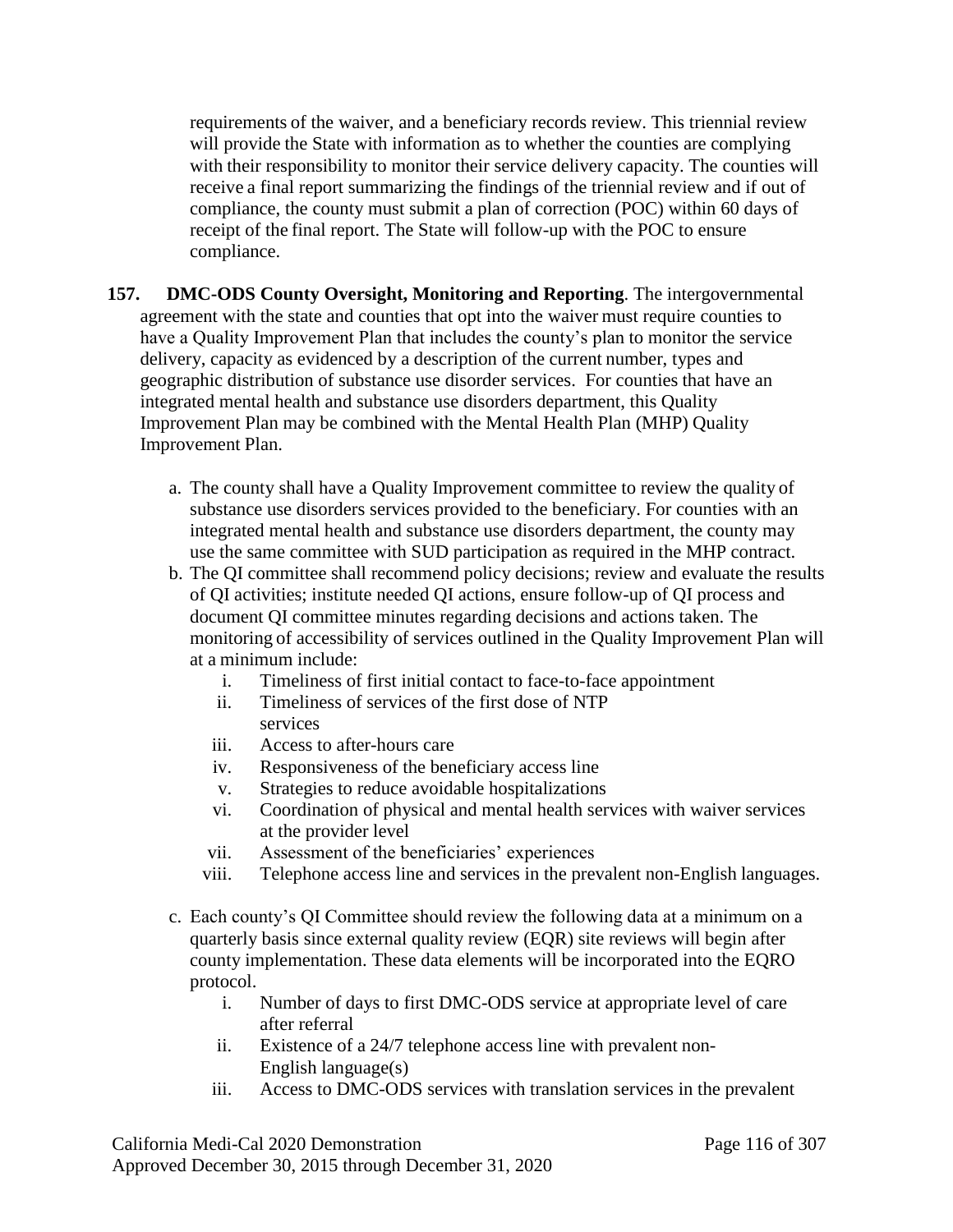requirements of the waiver, and a beneficiary records review. This triennial review will provide the State with information as to whether the counties are complying with their responsibility to monitor their service delivery capacity. The counties will receive a final report summarizing the findings of the triennial review and if out of compliance, the county must submit a plan of correction (POC) within 60 days of receipt of the final report. The State will follow-up with the POC to ensure compliance.

**157. DMC-ODS County Oversight, Monitoring and Reporting**. The intergovernmental agreement with the state and counties that opt into the waiver must require counties to have a Quality Improvement Plan that includes the county's plan to monitor the service delivery, capacity as evidenced by a description of the current number, types and geographic distribution of substance use disorder services. For counties that have an integrated mental health and substance use disorders department, this Quality Improvement Plan may be combined with the Mental Health Plan (MHP) Quality Improvement Plan.

a. The county shall have a Quality Improvement committee to review the quality of substance use disorders services provided to the beneficiary. For counties with an integrated mental health and substance use disorders department, the county may use the same committee with SUD participation as required in the MHP contract.

b. The QI committee shall recommend policy decisions; review and evaluate the results of QI activities; institute needed QI actions, ensure follow-up of QI process and document QI committee minutes regarding decisions and actions taken. The monitoring of accessibility of services outlined in the Quality Improvement Plan will at a minimum include:
   i. Timeliness of first initial contact to face-to-face appointment
   ii. Timeliness of services of the first dose of NTP services
   iii. Access to after-hours care
   iv. Responsiveness of the beneficiary access line
   v. Strategies to reduce avoidable hospitalizations
   vi. Coordination of physical and mental health services with waiver services at the provider level
   vii. Assessment of the beneficiaries' experiences
   viii. Telephone access line and services in the prevalent non-English languages.

c. Each county's QI Committee should review the following data at a minimum on a quarterly basis since external quality review (EQR) site reviews will begin after county implementation. These data elements will be incorporated into the EQRO protocol.
   i. Number of days to first DMC-ODS service at appropriate level of care after referral
   ii. Existence of a 24/7 telephone access line with prevalent non-English language(s)
   iii. Access to DMC-ODS services with translation services in the prevalent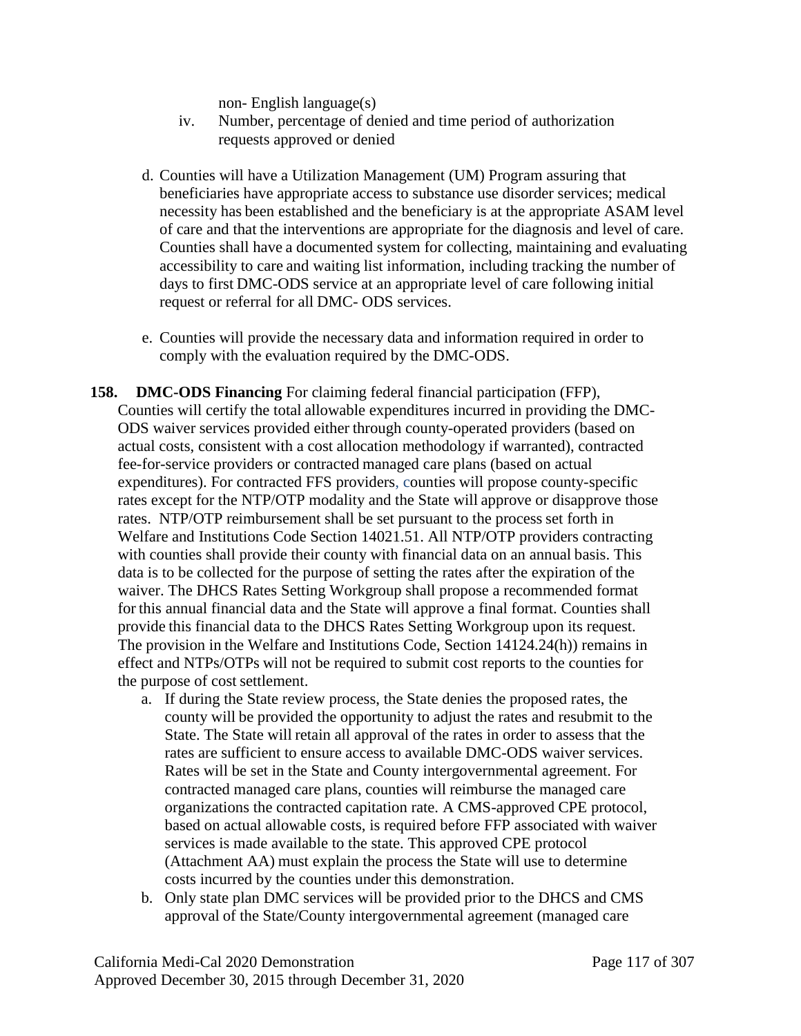non- English language(s)

iv. Number, percentage of denied and time period of authorization requests approved or denied

d. Counties will have a Utilization Management (UM) Program assuring that beneficiaries have appropriate access to substance use disorder services; medical necessity has been established and the beneficiary is at the appropriate ASAM level of care and that the interventions are appropriate for the diagnosis and level of care. Counties shall have a documented system for collecting, maintaining and evaluating accessibility to care and waiting list information, including tracking the number of days to first DMC-ODS service at an appropriate level of care following initial request or referral for all DMC- ODS services.

e. Counties will provide the necessary data and information required in order to comply with the evaluation required by the DMC-ODS.

**158. DMC-ODS Financing** For claiming federal financial participation (FFP), Counties will certify the total allowable expenditures incurred in providing the DMC-ODS waiver services provided either through county-operated providers (based on actual costs, consistent with a cost allocation methodology if warranted), contracted fee-for-service providers or contracted managed care plans (based on actual expenditures). For contracted FFS providers, counties will propose county-specific rates except for the NTP/OTP modality and the State will approve or disapprove those rates. NTP/OTP reimbursement shall be set pursuant to the process set forth in Welfare and Institutions Code Section 14021.51. All NTP/OTP providers contracting with counties shall provide their county with financial data on an annual basis. This data is to be collected for the purpose of setting the rates after the expiration of the waiver. The DHCS Rates Setting Workgroup shall propose a recommended format for this annual financial data and the State will approve a final format. Counties shall provide this financial data to the DHCS Rates Setting Workgroup upon its request. The provision in the Welfare and Institutions Code, Section 14124.24(h)) remains in effect and NTPs/OTPs will not be required to submit cost reports to the counties for the purpose of cost settlement.

a. If during the State review process, the State denies the proposed rates, the county will be provided the opportunity to adjust the rates and resubmit to the State. The State will retain all approval of the rates in order to assess that the rates are sufficient to ensure access to available DMC-ODS waiver services. Rates will be set in the State and County intergovernmental agreement. For contracted managed care plans, counties will reimburse the managed care organizations the contracted capitation rate. A CMS-approved CPE protocol, based on actual allowable costs, is required before FFP associated with waiver services is made available to the state. This approved CPE protocol (Attachment AA) must explain the process the State will use to determine costs incurred by the counties under this demonstration.

b. Only state plan DMC services will be provided prior to the DHCS and CMS approval of the State/County intergovernmental agreement (managed care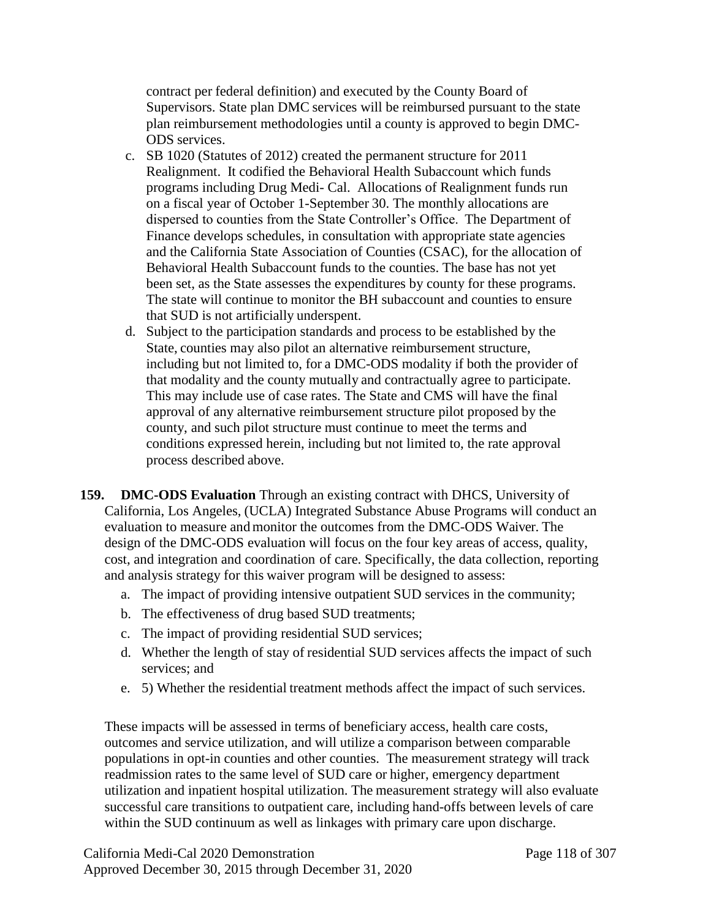contract per federal definition) and executed by the County Board of Supervisors. State plan DMC services will be reimbursed pursuant to the state plan reimbursement methodologies until a county is approved to begin DMC-ODS services.

c. SB 1020 (Statutes of 2012) created the permanent structure for 2011 Realignment. It codified the Behavioral Health Subaccount which funds programs including Drug Medi- Cal. Allocations of Realignment funds run on a fiscal year of October 1-September 30. The monthly allocations are dispersed to counties from the State Controller's Office. The Department of Finance develops schedules, in consultation with appropriate state agencies and the California State Association of Counties (CSAC), for the allocation of Behavioral Health Subaccount funds to the counties. The base has not yet been set, as the State assesses the expenditures by county for these programs. The state will continue to monitor the BH subaccount and counties to ensure that SUD is not artificially underspent.
d. Subject to the participation standards and process to be established by the State, counties may also pilot an alternative reimbursement structure, including but not limited to, for a DMC-ODS modality if both the provider of that modality and the county mutually and contractually agree to participate. This may include use of case rates. The State and CMS will have the final approval of any alternative reimbursement structure pilot proposed by the county, and such pilot structure must continue to meet the terms and conditions expressed herein, including but not limited to, the rate approval process described above.

**159. DMC-ODS Evaluation** Through an existing contract with DHCS, University of California, Los Angeles, (UCLA) Integrated Substance Abuse Programs will conduct an evaluation to measure and monitor the outcomes from the DMC-ODS Waiver. The design of the DMC-ODS evaluation will focus on the four key areas of access, quality, cost, and integration and coordination of care. Specifically, the data collection, reporting and analysis strategy for this waiver program will be designed to assess:

a. The impact of providing intensive outpatient SUD services in the community;
b. The effectiveness of drug based SUD treatments;
c. The impact of providing residential SUD services;
d. Whether the length of stay of residential SUD services affects the impact of such services; and
e. 5) Whether the residential treatment methods affect the impact of such services.

These impacts will be assessed in terms of beneficiary access, health care costs, outcomes and service utilization, and will utilize a comparison between comparable populations in opt-in counties and other counties. The measurement strategy will track readmission rates to the same level of SUD care or higher, emergency department utilization and inpatient hospital utilization. The measurement strategy will also evaluate successful care transitions to outpatient care, including hand-offs between levels of care within the SUD continuum as well as linkages with primary care upon discharge.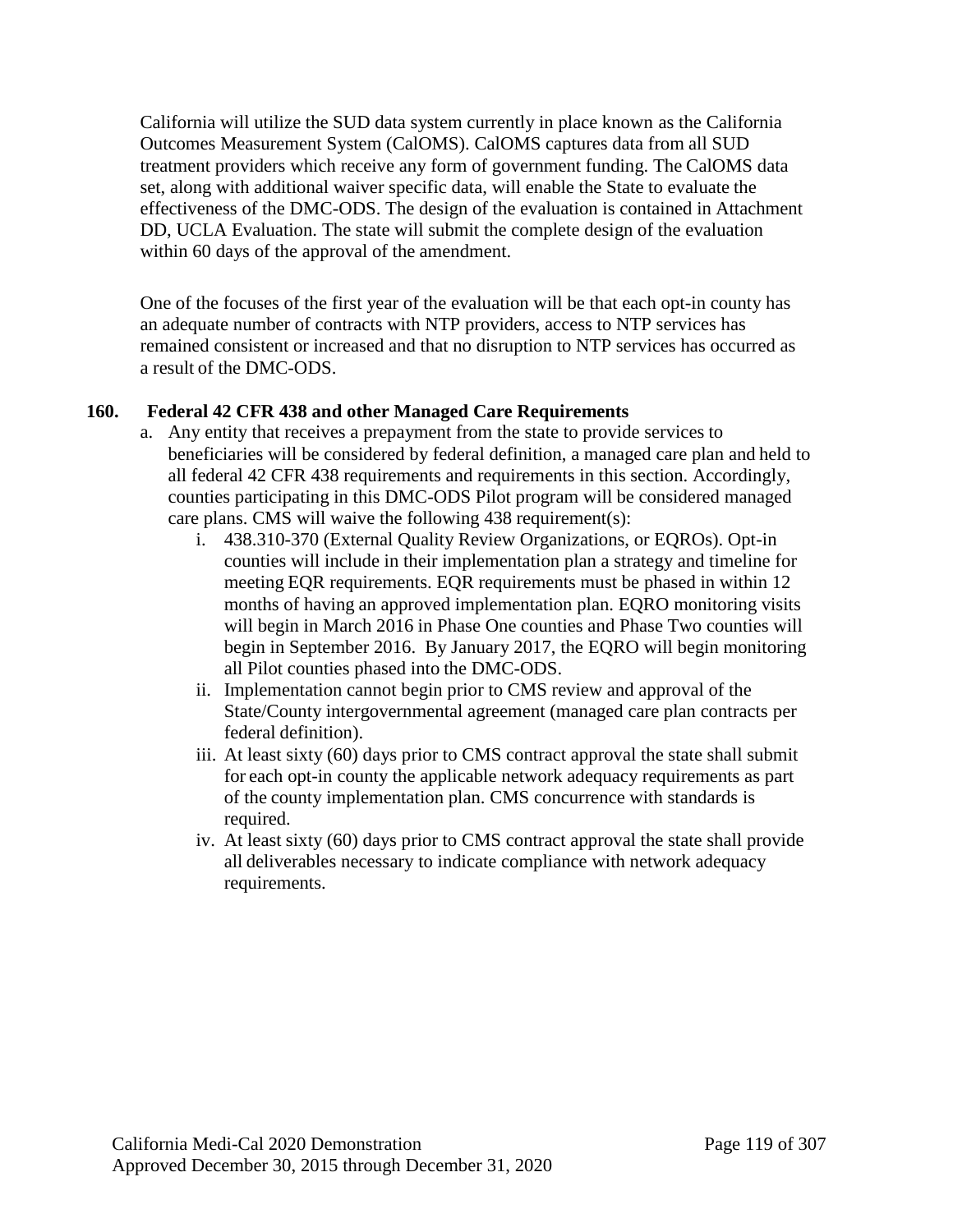California will utilize the SUD data system currently in place known as the California Outcomes Measurement System (CalOMS). CalOMS captures data from all SUD treatment providers which receive any form of government funding. The CalOMS data set, along with additional waiver specific data, will enable the State to evaluate the effectiveness of the DMC-ODS. The design of the evaluation is contained in Attachment DD, UCLA Evaluation. The state will submit the complete design of the evaluation within 60 days of the approval of the amendment.

One of the focuses of the first year of the evaluation will be that each opt-in county has an adequate number of contracts with NTP providers, access to NTP services has remained consistent or increased and that no disruption to NTP services has occurred as a result of the DMC-ODS.

**160. Federal 42 CFR 438 and other Managed Care Requirements**

a. Any entity that receives a prepayment from the state to provide services to beneficiaries will be considered by federal definition, a managed care plan and held to all federal 42 CFR 438 requirements and requirements in this section. Accordingly, counties participating in this DMC-ODS Pilot program will be considered managed care plans. CMS will waive the following 438 requirement(s):

   i. 438.310-370 (External Quality Review Organizations, or EQROs). Opt-in counties will include in their implementation plan a strategy and timeline for meeting EQR requirements. EQR requirements must be phased in within 12 months of having an approved implementation plan. EQRO monitoring visits will begin in March 2016 in Phase One counties and Phase Two counties will begin in September 2016. By January 2017, the EQRO will begin monitoring all Pilot counties phased into the DMC-ODS.

   ii. Implementation cannot begin prior to CMS review and approval of the State/County intergovernmental agreement (managed care plan contracts per federal definition).

   iii. At least sixty (60) days prior to CMS contract approval the state shall submit for each opt-in county the applicable network adequacy requirements as part of the county implementation plan. CMS concurrence with standards is required.

   iv. At least sixty (60) days prior to CMS contract approval the state shall provide all deliverables necessary to indicate compliance with network adequacy requirements.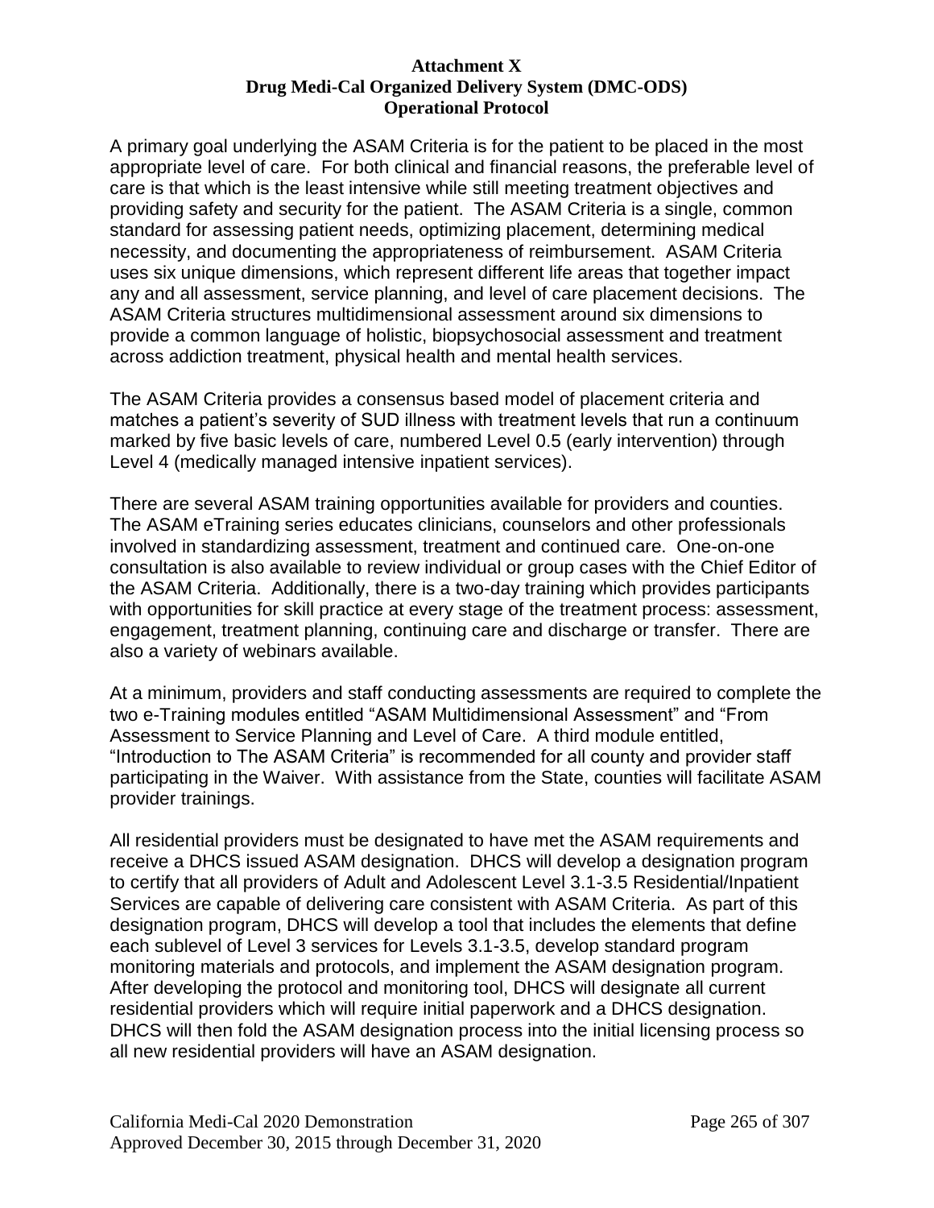**Attachment X**
**Drug Medi-Cal Organized Delivery System (DMC-ODS)**
**Operational Protocol**

A primary goal underlying the ASAM Criteria is for the patient to be placed in the most appropriate level of care. For both clinical and financial reasons, the preferable level of care is that which is the least intensive while still meeting treatment objectives and providing safety and security for the patient. The ASAM Criteria is a single, common standard for assessing patient needs, optimizing placement, determining medical necessity, and documenting the appropriateness of reimbursement. ASAM Criteria uses six unique dimensions, which represent different life areas that together impact any and all assessment, service planning, and level of care placement decisions. The ASAM Criteria structures multidimensional assessment around six dimensions to provide a common language of holistic, biopsychosocial assessment and treatment across addiction treatment, physical health and mental health services.

The ASAM Criteria provides a consensus based model of placement criteria and matches a patient's severity of SUD illness with treatment levels that run a continuum marked by five basic levels of care, numbered Level 0.5 (early intervention) through Level 4 (medically managed intensive inpatient services).

There are several ASAM training opportunities available for providers and counties. The ASAM eTraining series educates clinicians, counselors and other professionals involved in standardizing assessment, treatment and continued care. One-on-one consultation is also available to review individual or group cases with the Chief Editor of the ASAM Criteria. Additionally, there is a two-day training which provides participants with opportunities for skill practice at every stage of the treatment process: assessment, engagement, treatment planning, continuing care and discharge or transfer. There are also a variety of webinars available.

At a minimum, providers and staff conducting assessments are required to complete the two e-Training modules entitled "ASAM Multidimensional Assessment" and "From Assessment to Service Planning and Level of Care. A third module entitled, "Introduction to The ASAM Criteria" is recommended for all county and provider staff participating in the Waiver. With assistance from the State, counties will facilitate ASAM provider trainings.

All residential providers must be designated to have met the ASAM requirements and receive a DHCS issued ASAM designation. DHCS will develop a designation program to certify that all providers of Adult and Adolescent Level 3.1-3.5 Residential/Inpatient Services are capable of delivering care consistent with ASAM Criteria. As part of this designation program, DHCS will develop a tool that includes the elements that define each sublevel of Level 3 services for Levels 3.1-3.5, develop standard program monitoring materials and protocols, and implement the ASAM designation program. After developing the protocol and monitoring tool, DHCS will designate all current residential providers which will require initial paperwork and a DHCS designation. DHCS will then fold the ASAM designation process into the initial licensing process so all new residential providers will have an ASAM designation.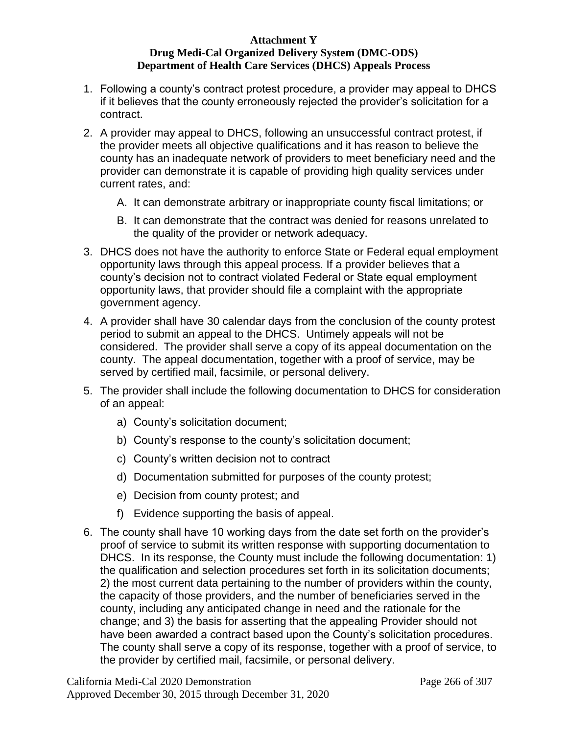**Attachment Y**
**Drug Medi-Cal Organized Delivery System (DMC-ODS)**
**Department of Health Care Services (DHCS) Appeals Process**

1. Following a county's contract protest procedure, a provider may appeal to DHCS if it believes that the county erroneously rejected the provider's solicitation for a contract.

2. A provider may appeal to DHCS, following an unsuccessful contract protest, if the provider meets all objective qualifications and it has reason to believe the county has an inadequate network of providers to meet beneficiary need and the provider can demonstrate it is capable of providing high quality services under current rates, and:

   A. It can demonstrate arbitrary or inappropriate county fiscal limitations; or

   B. It can demonstrate that the contract was denied for reasons unrelated to the quality of the provider or network adequacy.

3. DHCS does not have the authority to enforce State or Federal equal employment opportunity laws through this appeal process. If a provider believes that a county's decision not to contract violated Federal or State equal employment opportunity laws, that provider should file a complaint with the appropriate government agency.

4. A provider shall have 30 calendar days from the conclusion of the county protest period to submit an appeal to the DHCS. Untimely appeals will not be considered. The provider shall serve a copy of its appeal documentation on the county. The appeal documentation, together with a proof of service, may be served by certified mail, facsimile, or personal delivery.

5. The provider shall include the following documentation to DHCS for consideration of an appeal:

   a) County's solicitation document;

   b) County's response to the county's solicitation document;

   c) County's written decision not to contract

   d) Documentation submitted for purposes of the county protest;

   e) Decision from county protest; and

   f) Evidence supporting the basis of appeal.

6. The county shall have 10 working days from the date set forth on the provider's proof of service to submit its written response with supporting documentation to DHCS. In its response, the County must include the following documentation: 1) the qualification and selection procedures set forth in its solicitation documents; 2) the most current data pertaining to the number of providers within the county, the capacity of those providers, and the number of beneficiaries served in the county, including any anticipated change in need and the rationale for the change; and 3) the basis for asserting that the appealing Provider should not have been awarded a contract based upon the County's solicitation procedures. The county shall serve a copy of its response, together with a proof of service, to the provider by certified mail, facsimile, or personal delivery.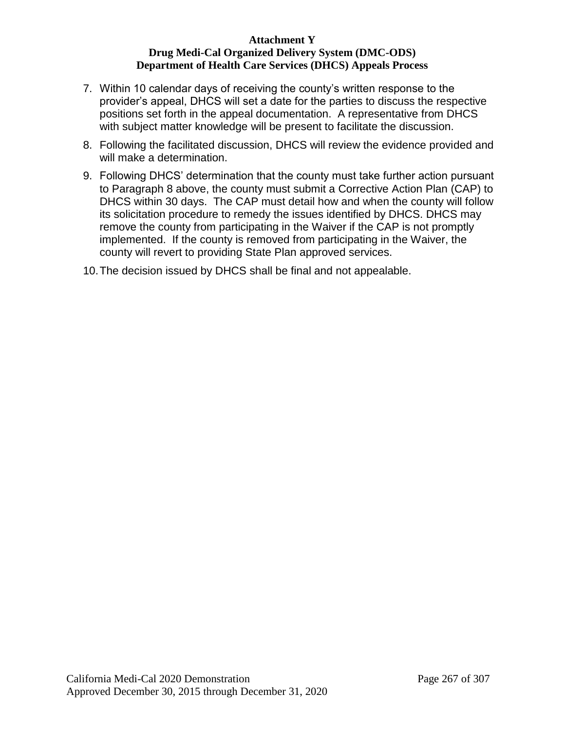7. Within 10 calendar days of receiving the county's written response to the provider's appeal, DHCS will set a date for the parties to discuss the respective positions set forth in the appeal documentation. A representative from DHCS with subject matter knowledge will be present to facilitate the discussion.
8. Following the facilitated discussion, DHCS will review the evidence provided and will make a determination.
9. Following DHCS' determination that the county must take further action pursuant to Paragraph 8 above, the county must submit a Corrective Action Plan (CAP) to DHCS within 30 days. The CAP must detail how and when the county will follow its solicitation procedure to remedy the issues identified by DHCS. DHCS may remove the county from participating in the Waiver if the CAP is not promptly implemented. If the county is removed from participating in the Waiver, the county will revert to providing State Plan approved services.
10. The decision issued by DHCS shall be final and not appealable.